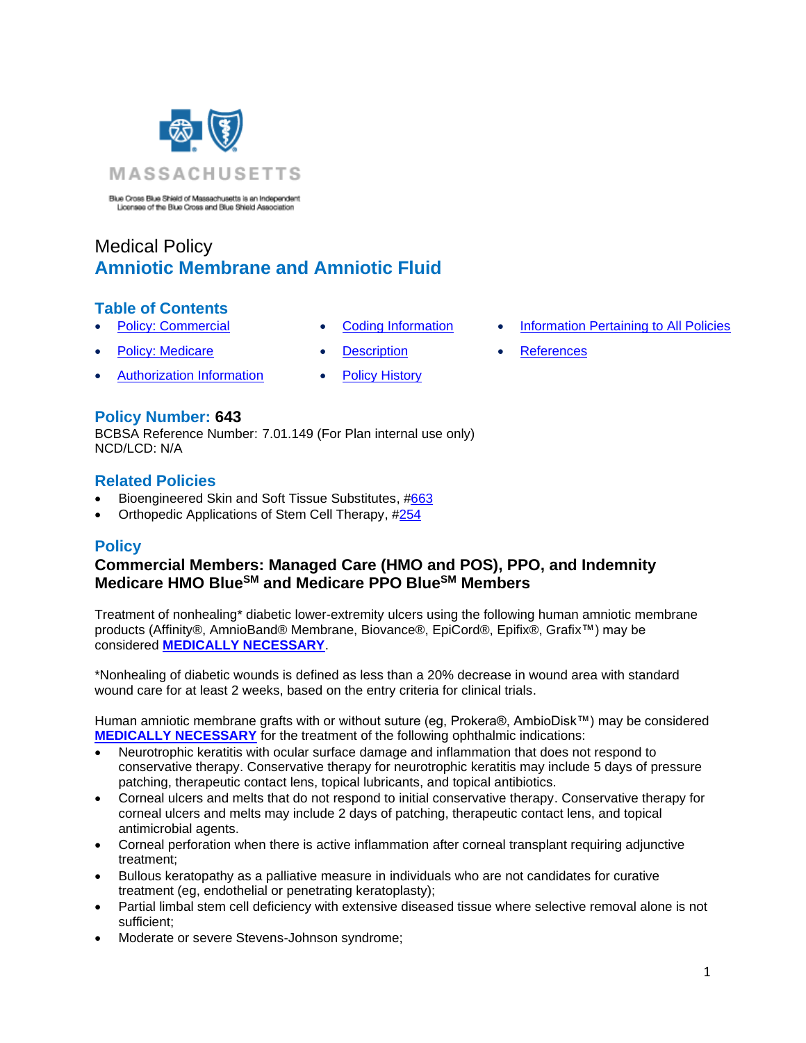MASSACHUSETTS

Blue Cross Blue Shield of Massachusetts is an Independent Licensee of the Blue Cross and Blue Shield Association

Medical Policy

# Amniotic Membrane and Amniotic Fluid

## Table of Contents

- Policy: Commercial
- Policy: Medicare
- Authorization Information
- Coding Information
- Description
- Policy History
- Information Pertaining to All Policies
- References

## Policy Number: 643

BCBSA Reference Number: 7.01.149 (For Plan internal use only)
NCD/LCD: N/A

## Related Policies

- Bioengineered Skin and Soft Tissue Substitutes, #663
- Orthopedic Applications of Stem Cell Therapy, #254

## Policy

### Commercial Members: Managed Care (HMO and POS), PPO, and Indemnity Medicare HMO Blue℠ and Medicare PPO Blue℠ Members

Treatment of nonhealing* diabetic lower-extremity ulcers using the following human amniotic membrane products (Affinity®, AmnioBand® Membrane, Biovance®, EpiCord®, Epifix®, Grafix™) may be considered **MEDICALLY NECESSARY**.

*Nonhealing of diabetic wounds is defined as less than a 20% decrease in wound area with standard wound care for at least 2 weeks, based on the entry criteria for clinical trials.

Human amniotic membrane grafts with or without suture (eg, Prokera®, AmbioDisk™) may be considered **MEDICALLY NECESSARY** for the treatment of the following ophthalmic indications:

- Neurotrophic keratitis with ocular surface damage and inflammation that does not respond to conservative therapy. Conservative therapy for neurotrophic keratitis may include 5 days of pressure patching, therapeutic contact lens, topical lubricants, and topical antibiotics.
- Corneal ulcers and melts that do not respond to initial conservative therapy. Conservative therapy for corneal ulcers and melts may include 2 days of patching, therapeutic contact lens, and topical antimicrobial agents.
- Corneal perforation when there is active inflammation after corneal transplant requiring adjunctive treatment;
- Bullous keratopathy as a palliative measure in individuals who are not candidates for curative treatment (eg, endothelial or penetrating keratoplasty);
- Partial limbal stem cell deficiency with extensive diseased tissue where selective removal alone is not sufficient;
- Moderate or severe Stevens-Johnson syndrome;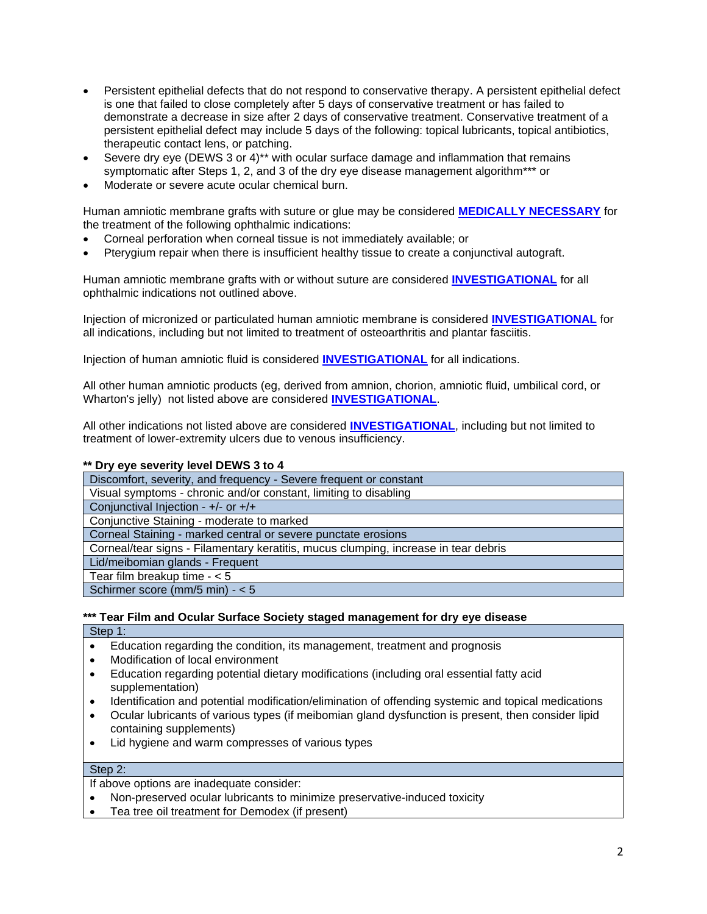- Persistent epithelial defects that do not respond to conservative therapy. A persistent epithelial defect is one that failed to close completely after 5 days of conservative treatment or has failed to demonstrate a decrease in size after 2 days of conservative treatment. Conservative treatment of a persistent epithelial defect may include 5 days of the following: topical lubricants, topical antibiotics, therapeutic contact lens, or patching.
- Severe dry eye (DEWS 3 or 4)** with ocular surface damage and inflammation that remains symptomatic after Steps 1, 2, and 3 of the dry eye disease management algorithm*** or
- Moderate or severe acute ocular chemical burn.

Human amniotic membrane grafts with suture or glue may be considered **MEDICALLY NECESSARY** for the treatment of the following ophthalmic indications:

- Corneal perforation when corneal tissue is not immediately available; or
- Pterygium repair when there is insufficient healthy tissue to create a conjunctival autograft.

Human amniotic membrane grafts with or without suture are considered **INVESTIGATIONAL** for all ophthalmic indications not outlined above.

Injection of micronized or particulated human amniotic membrane is considered **INVESTIGATIONAL** for all indications, including but not limited to treatment of osteoarthritis and plantar fasciitis.

Injection of human amniotic fluid is considered **INVESTIGATIONAL** for all indications.

All other human amniotic products (eg, derived from amnion, chorion, amniotic fluid, umbilical cord, or Wharton's jelly) not listed above are considered **INVESTIGATIONAL**.

All other indications not listed above are considered **INVESTIGATIONAL**, including but not limited to treatment of lower-extremity ulcers due to venous insufficiency.

**** Dry eye severity level DEWS 3 to 4**

| Dry eye severity level DEWS 3 to 4 |
|---|
| Discomfort, severity, and frequency - Severe frequent or constant |
| Visual symptoms - chronic and/or constant, limiting to disabling |
| Conjunctival Injection - +/- or +/+ |
| Conjunctive Staining - moderate to marked |
| Corneal Staining - marked central or severe punctate erosions |
| Corneal/tear signs - Filamentary keratitis, mucus clumping, increase in tear debris |
| Lid/meibomian glands - Frequent |
| Tear film breakup time - < 5 |
| Schirmer score (mm/5 min) - < 5 |

***** Tear Film and Ocular Surface Society staged management for dry eye disease**

**Step 1:**

- Education regarding the condition, its management, treatment and prognosis
- Modification of local environment
- Education regarding potential dietary modifications (including oral essential fatty acid supplementation)
- Identification and potential modification/elimination of offending systemic and topical medications
- Ocular lubricants of various types (if meibomian gland dysfunction is present, then consider lipid containing supplements)
- Lid hygiene and warm compresses of various types

**Step 2:**

If above options are inadequate consider:

- Non-preserved ocular lubricants to minimize preservative-induced toxicity
- Tea tree oil treatment for Demodex (if present)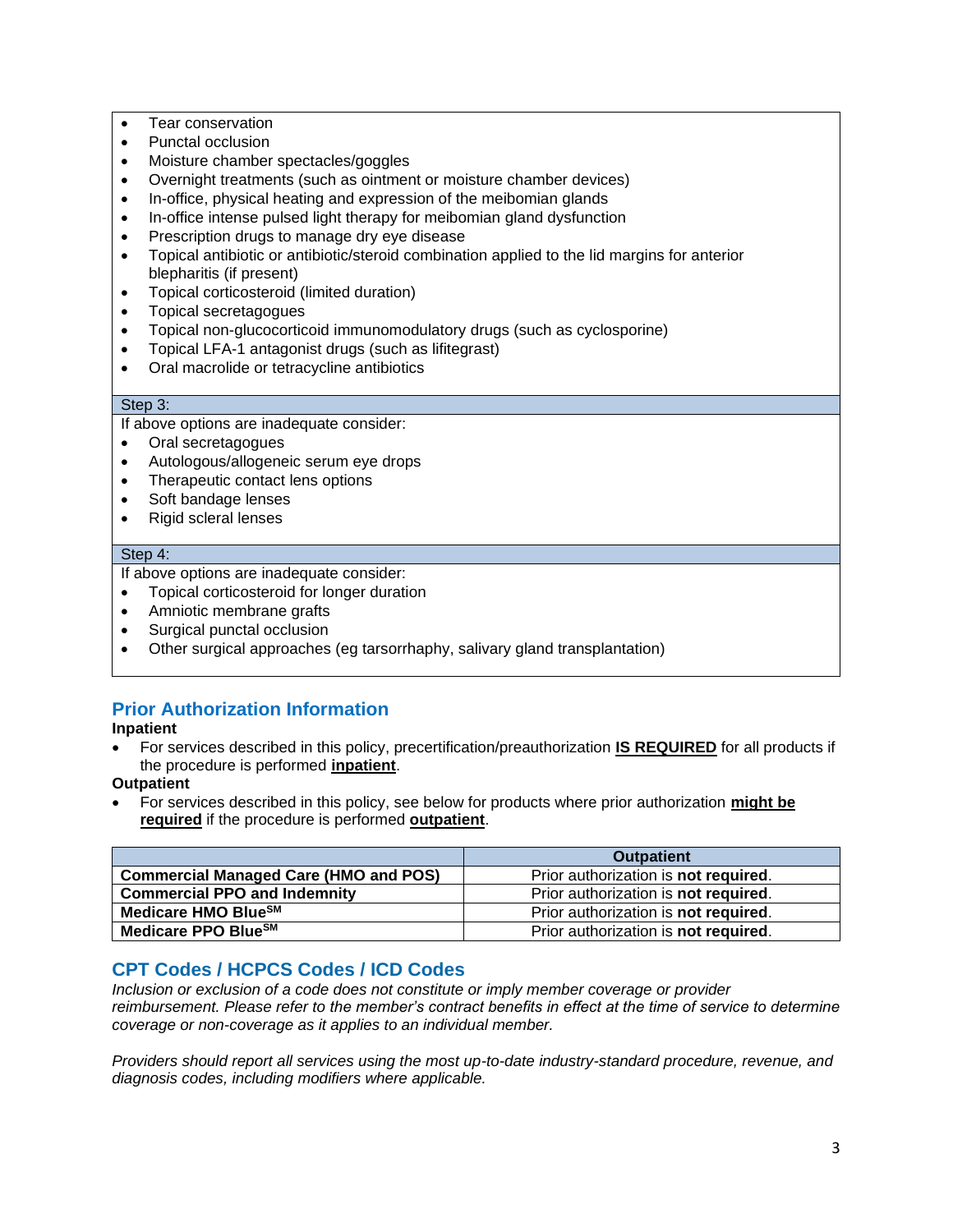- Tear conservation
- Punctal occlusion
- Moisture chamber spectacles/goggles
- Overnight treatments (such as ointment or moisture chamber devices)
- In-office, physical heating and expression of the meibomian glands
- In-office intense pulsed light therapy for meibomian gland dysfunction
- Prescription drugs to manage dry eye disease
- Topical antibiotic or antibiotic/steroid combination applied to the lid margins for anterior blepharitis (if present)
- Topical corticosteroid (limited duration)
- Topical secretagogues
- Topical non-glucocorticoid immunomodulatory drugs (such as cyclosporine)
- Topical LFA-1 antagonist drugs (such as lifitegrast)
- Oral macrolide or tetracycline antibiotics

**Step 3:**

If above options are inadequate consider:

- Oral secretagogues
- Autologous/allogeneic serum eye drops
- Therapeutic contact lens options
- Soft bandage lenses
- Rigid scleral lenses

**Step 4:**

If above options are inadequate consider:

- Topical corticosteroid for longer duration
- Amniotic membrane grafts
- Surgical punctal occlusion
- Other surgical approaches (eg tarsorrhaphy, salivary gland transplantation)

## Prior Authorization Information

**Inpatient**

- For services described in this policy, precertification/preauthorization **IS REQUIRED** for all products if the procedure is performed **inpatient**.

**Outpatient**

- For services described in this policy, see below for products where prior authorization **might be required** if the procedure is performed **outpatient**.

| | Outpatient |
|---|---|
| **Commercial Managed Care (HMO and POS)** | Prior authorization is **not required**. |
| **Commercial PPO and Indemnity** | Prior authorization is **not required**. |
| **Medicare HMO Blue[SM]** | Prior authorization is **not required**. |
| **Medicare PPO Blue[SM]** | Prior authorization is **not required**. |

## CPT Codes / HCPCS Codes / ICD Codes

*Inclusion or exclusion of a code does not constitute or imply member coverage or provider reimbursement. Please refer to the member's contract benefits in effect at the time of service to determine coverage or non-coverage as it applies to an individual member.*

*Providers should report all services using the most up-to-date industry-standard procedure, revenue, and diagnosis codes, including modifiers where applicable.*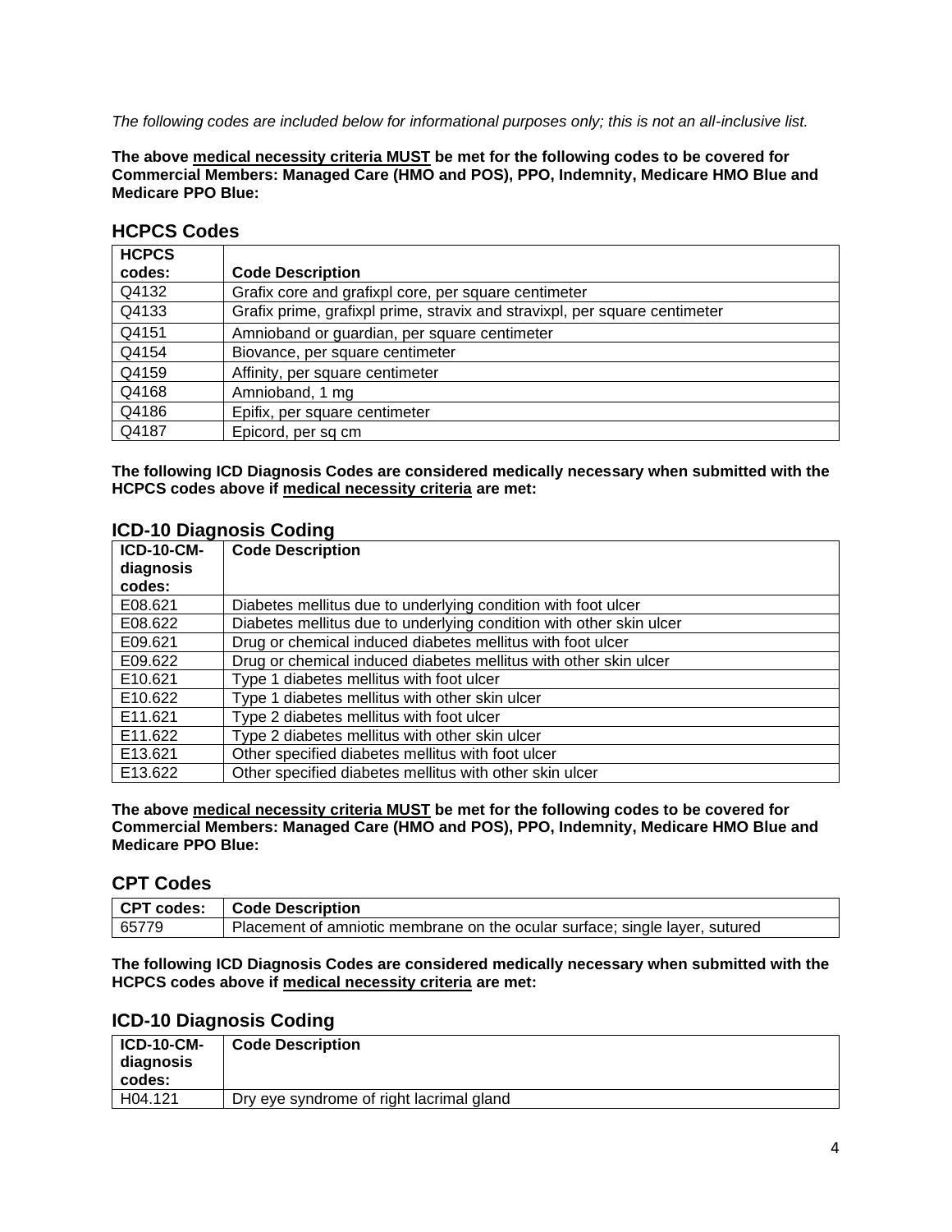*The following codes are included below for informational purposes only; this is not an all-inclusive list.*

**The above medical necessity criteria MUST be met for the following codes to be covered for Commercial Members: Managed Care (HMO and POS), PPO, Indemnity, Medicare HMO Blue and Medicare PPO Blue:**

## HCPCS Codes

| HCPCS codes: | Code Description |
|---|---|
| Q4132 | Grafix core and grafixpl core, per square centimeter |
| Q4133 | Grafix prime, grafixpl prime, stravix and stravixpl, per square centimeter |
| Q4151 | Amnioband or guardian, per square centimeter |
| Q4154 | Biovance, per square centimeter |
| Q4159 | Affinity, per square centimeter |
| Q4168 | Amnioband, 1 mg |
| Q4186 | Epifix, per square centimeter |
| Q4187 | Epicord, per sq cm |

**The following ICD Diagnosis Codes are considered medically necessary when submitted with the HCPCS codes above if medical necessity criteria are met:**

## ICD-10 Diagnosis Coding

| ICD-10-CM-diagnosis codes: | Code Description |
|---|---|
| E08.621 | Diabetes mellitus due to underlying condition with foot ulcer |
| E08.622 | Diabetes mellitus due to underlying condition with other skin ulcer |
| E09.621 | Drug or chemical induced diabetes mellitus with foot ulcer |
| E09.622 | Drug or chemical induced diabetes mellitus with other skin ulcer |
| E10.621 | Type 1 diabetes mellitus with foot ulcer |
| E10.622 | Type 1 diabetes mellitus with other skin ulcer |
| E11.621 | Type 2 diabetes mellitus with foot ulcer |
| E11.622 | Type 2 diabetes mellitus with other skin ulcer |
| E13.621 | Other specified diabetes mellitus with foot ulcer |
| E13.622 | Other specified diabetes mellitus with other skin ulcer |

**The above medical necessity criteria MUST be met for the following codes to be covered for Commercial Members: Managed Care (HMO and POS), PPO, Indemnity, Medicare HMO Blue and Medicare PPO Blue:**

## CPT Codes

| CPT codes: | Code Description |
|---|---|
| 65779 | Placement of amniotic membrane on the ocular surface; single layer, sutured |

**The following ICD Diagnosis Codes are considered medically necessary when submitted with the HCPCS codes above if medical necessity criteria are met:**

## ICD-10 Diagnosis Coding

| ICD-10-CM-diagnosis codes: | Code Description |
|---|---|
| H04.121 | Dry eye syndrome of right lacrimal gland |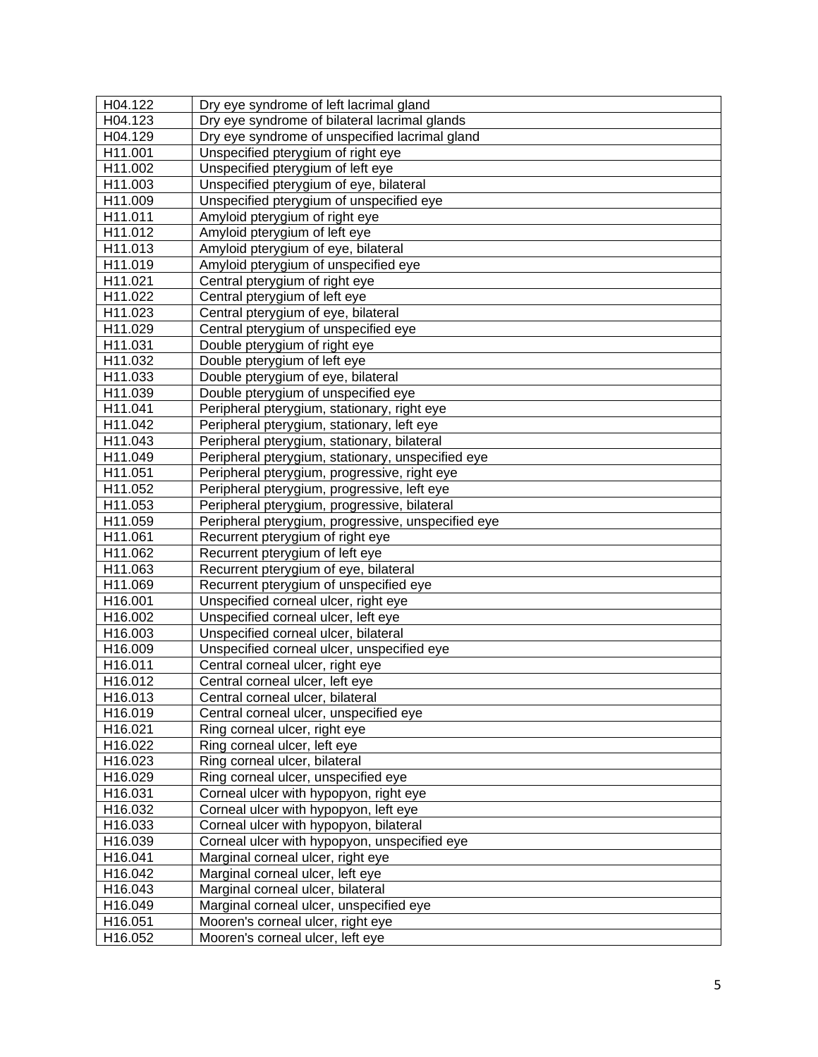| H04.122 | Dry eye syndrome of left lacrimal gland |
|---|---|
| H04.123 | Dry eye syndrome of bilateral lacrimal glands |
| H04.129 | Dry eye syndrome of unspecified lacrimal gland |
| H11.001 | Unspecified pterygium of right eye |
| H11.002 | Unspecified pterygium of left eye |
| H11.003 | Unspecified pterygium of eye, bilateral |
| H11.009 | Unspecified pterygium of unspecified eye |
| H11.011 | Amyloid pterygium of right eye |
| H11.012 | Amyloid pterygium of left eye |
| H11.013 | Amyloid pterygium of eye, bilateral |
| H11.019 | Amyloid pterygium of unspecified eye |
| H11.021 | Central pterygium of right eye |
| H11.022 | Central pterygium of left eye |
| H11.023 | Central pterygium of eye, bilateral |
| H11.029 | Central pterygium of unspecified eye |
| H11.031 | Double pterygium of right eye |
| H11.032 | Double pterygium of left eye |
| H11.033 | Double pterygium of eye, bilateral |
| H11.039 | Double pterygium of unspecified eye |
| H11.041 | Peripheral pterygium, stationary, right eye |
| H11.042 | Peripheral pterygium, stationary, left eye |
| H11.043 | Peripheral pterygium, stationary, bilateral |
| H11.049 | Peripheral pterygium, stationary, unspecified eye |
| H11.051 | Peripheral pterygium, progressive, right eye |
| H11.052 | Peripheral pterygium, progressive, left eye |
| H11.053 | Peripheral pterygium, progressive, bilateral |
| H11.059 | Peripheral pterygium, progressive, unspecified eye |
| H11.061 | Recurrent pterygium of right eye |
| H11.062 | Recurrent pterygium of left eye |
| H11.063 | Recurrent pterygium of eye, bilateral |
| H11.069 | Recurrent pterygium of unspecified eye |
| H16.001 | Unspecified corneal ulcer, right eye |
| H16.002 | Unspecified corneal ulcer, left eye |
| H16.003 | Unspecified corneal ulcer, bilateral |
| H16.009 | Unspecified corneal ulcer, unspecified eye |
| H16.011 | Central corneal ulcer, right eye |
| H16.012 | Central corneal ulcer, left eye |
| H16.013 | Central corneal ulcer, bilateral |
| H16.019 | Central corneal ulcer, unspecified eye |
| H16.021 | Ring corneal ulcer, right eye |
| H16.022 | Ring corneal ulcer, left eye |
| H16.023 | Ring corneal ulcer, bilateral |
| H16.029 | Ring corneal ulcer, unspecified eye |
| H16.031 | Corneal ulcer with hypopyon, right eye |
| H16.032 | Corneal ulcer with hypopyon, left eye |
| H16.033 | Corneal ulcer with hypopyon, bilateral |
| H16.039 | Corneal ulcer with hypopyon, unspecified eye |
| H16.041 | Marginal corneal ulcer, right eye |
| H16.042 | Marginal corneal ulcer, left eye |
| H16.043 | Marginal corneal ulcer, bilateral |
| H16.049 | Marginal corneal ulcer, unspecified eye |
| H16.051 | Mooren's corneal ulcer, right eye |
| H16.052 | Mooren's corneal ulcer, left eye |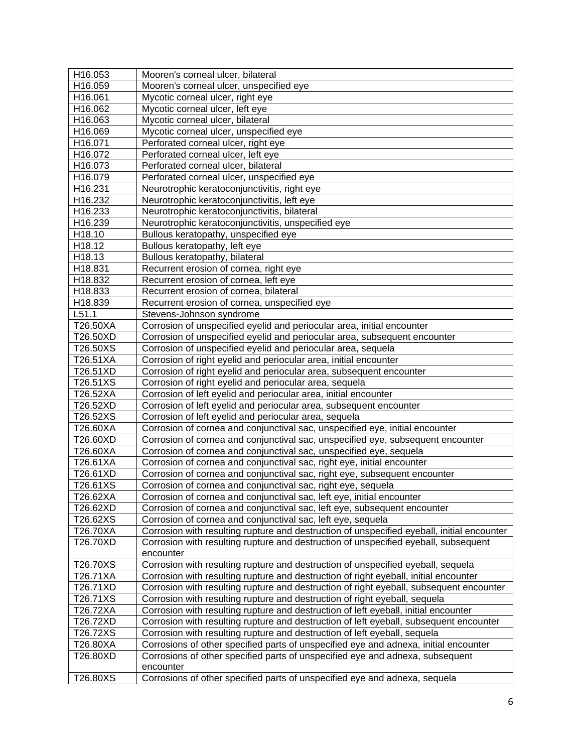| H16.053 | Mooren's corneal ulcer, bilateral |
|---|---|
| H16.059 | Mooren's corneal ulcer, unspecified eye |
| H16.061 | Mycotic corneal ulcer, right eye |
| H16.062 | Mycotic corneal ulcer, left eye |
| H16.063 | Mycotic corneal ulcer, bilateral |
| H16.069 | Mycotic corneal ulcer, unspecified eye |
| H16.071 | Perforated corneal ulcer, right eye |
| H16.072 | Perforated corneal ulcer, left eye |
| H16.073 | Perforated corneal ulcer, bilateral |
| H16.079 | Perforated corneal ulcer, unspecified eye |
| H16.231 | Neurotrophic keratoconjunctivitis, right eye |
| H16.232 | Neurotrophic keratoconjunctivitis, left eye |
| H16.233 | Neurotrophic keratoconjunctivitis, bilateral |
| H16.239 | Neurotrophic keratoconjunctivitis, unspecified eye |
| H18.10 | Bullous keratopathy, unspecified eye |
| H18.12 | Bullous keratopathy, left eye |
| H18.13 | Bullous keratopathy, bilateral |
| H18.831 | Recurrent erosion of cornea, right eye |
| H18.832 | Recurrent erosion of cornea, left eye |
| H18.833 | Recurrent erosion of cornea, bilateral |
| H18.839 | Recurrent erosion of cornea, unspecified eye |
| L51.1 | Stevens-Johnson syndrome |
| T26.50XA | Corrosion of unspecified eyelid and periocular area, initial encounter |
| T26.50XD | Corrosion of unspecified eyelid and periocular area, subsequent encounter |
| T26.50XS | Corrosion of unspecified eyelid and periocular area, sequela |
| T26.51XA | Corrosion of right eyelid and periocular area, initial encounter |
| T26.51XD | Corrosion of right eyelid and periocular area, subsequent encounter |
| T26.51XS | Corrosion of right eyelid and periocular area, sequela |
| T26.52XA | Corrosion of left eyelid and periocular area, initial encounter |
| T26.52XD | Corrosion of left eyelid and periocular area, subsequent encounter |
| T26.52XS | Corrosion of left eyelid and periocular area, sequela |
| T26.60XA | Corrosion of cornea and conjunctival sac, unspecified eye, initial encounter |
| T26.60XD | Corrosion of cornea and conjunctival sac, unspecified eye, subsequent encounter |
| T26.60XA | Corrosion of cornea and conjunctival sac, unspecified eye, sequela |
| T26.61XA | Corrosion of cornea and conjunctival sac, right eye, initial encounter |
| T26.61XD | Corrosion of cornea and conjunctival sac, right eye, subsequent encounter |
| T26.61XS | Corrosion of cornea and conjunctival sac, right eye, sequela |
| T26.62XA | Corrosion of cornea and conjunctival sac, left eye, initial encounter |
| T26.62XD | Corrosion of cornea and conjunctival sac, left eye, subsequent encounter |
| T26.62XS | Corrosion of cornea and conjunctival sac, left eye, sequela |
| T26.70XA | Corrosion with resulting rupture and destruction of unspecified eyeball, initial encounter |
| T26.70XD | Corrosion with resulting rupture and destruction of unspecified eyeball, subsequent encounter |
| T26.70XS | Corrosion with resulting rupture and destruction of unspecified eyeball, sequela |
| T26.71XA | Corrosion with resulting rupture and destruction of right eyeball, initial encounter |
| T26.71XD | Corrosion with resulting rupture and destruction of right eyeball, subsequent encounter |
| T26.71XS | Corrosion with resulting rupture and destruction of right eyeball, sequela |
| T26.72XA | Corrosion with resulting rupture and destruction of left eyeball, initial encounter |
| T26.72XD | Corrosion with resulting rupture and destruction of left eyeball, subsequent encounter |
| T26.72XS | Corrosion with resulting rupture and destruction of left eyeball, sequela |
| T26.80XA | Corrosions of other specified parts of unspecified eye and adnexa, initial encounter |
| T26.80XD | Corrosions of other specified parts of unspecified eye and adnexa, subsequent encounter |
| T26.80XS | Corrosions of other specified parts of unspecified eye and adnexa, sequela |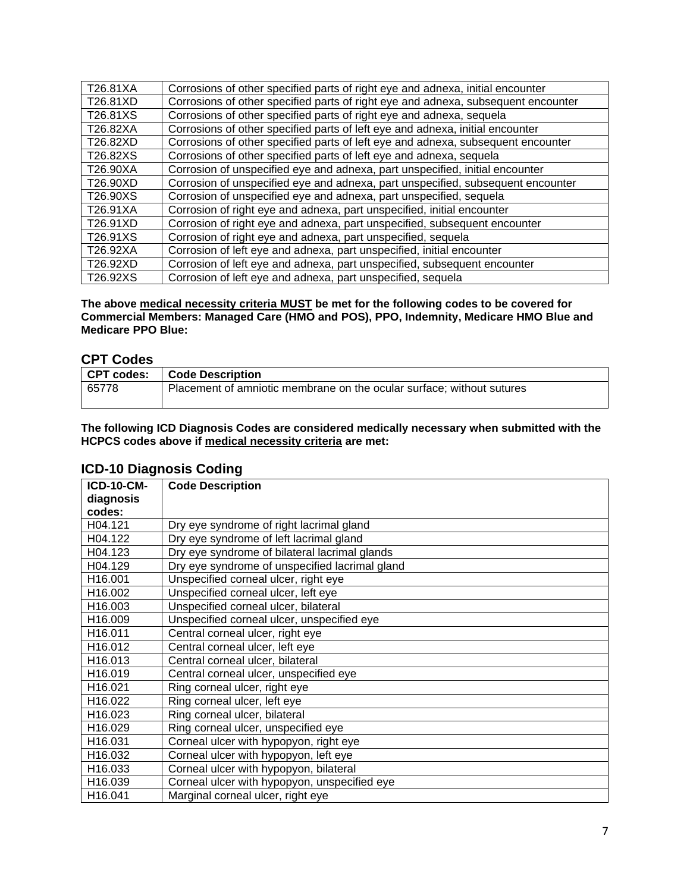| | |
|---|---|
| T26.81XA | Corrosions of other specified parts of right eye and adnexa, initial encounter |
| T26.81XD | Corrosions of other specified parts of right eye and adnexa, subsequent encounter |
| T26.81XS | Corrosions of other specified parts of right eye and adnexa, sequela |
| T26.82XA | Corrosions of other specified parts of left eye and adnexa, initial encounter |
| T26.82XD | Corrosions of other specified parts of left eye and adnexa, subsequent encounter |
| T26.82XS | Corrosions of other specified parts of left eye and adnexa, sequela |
| T26.90XA | Corrosion of unspecified eye and adnexa, part unspecified, initial encounter |
| T26.90XD | Corrosion of unspecified eye and adnexa, part unspecified, subsequent encounter |
| T26.90XS | Corrosion of unspecified eye and adnexa, part unspecified, sequela |
| T26.91XA | Corrosion of right eye and adnexa, part unspecified, initial encounter |
| T26.91XD | Corrosion of right eye and adnexa, part unspecified, subsequent encounter |
| T26.91XS | Corrosion of right eye and adnexa, part unspecified, sequela |
| T26.92XA | Corrosion of left eye and adnexa, part unspecified, initial encounter |
| T26.92XD | Corrosion of left eye and adnexa, part unspecified, subsequent encounter |
| T26.92XS | Corrosion of left eye and adnexa, part unspecified, sequela |

**The above medical necessity criteria MUST be met for the following codes to be covered for Commercial Members: Managed Care (HMO and POS), PPO, Indemnity, Medicare HMO Blue and Medicare PPO Blue:**

## CPT Codes

| CPT codes: | Code Description |
|---|---|
| 65778 | Placement of amniotic membrane on the ocular surface; without sutures |

**The following ICD Diagnosis Codes are considered medically necessary when submitted with the HCPCS codes above if medical necessity criteria are met:**

## ICD-10 Diagnosis Coding

| ICD-10-CM-diagnosis codes: | Code Description |
|---|---|
| H04.121 | Dry eye syndrome of right lacrimal gland |
| H04.122 | Dry eye syndrome of left lacrimal gland |
| H04.123 | Dry eye syndrome of bilateral lacrimal glands |
| H04.129 | Dry eye syndrome of unspecified lacrimal gland |
| H16.001 | Unspecified corneal ulcer, right eye |
| H16.002 | Unspecified corneal ulcer, left eye |
| H16.003 | Unspecified corneal ulcer, bilateral |
| H16.009 | Unspecified corneal ulcer, unspecified eye |
| H16.011 | Central corneal ulcer, right eye |
| H16.012 | Central corneal ulcer, left eye |
| H16.013 | Central corneal ulcer, bilateral |
| H16.019 | Central corneal ulcer, unspecified eye |
| H16.021 | Ring corneal ulcer, right eye |
| H16.022 | Ring corneal ulcer, left eye |
| H16.023 | Ring corneal ulcer, bilateral |
| H16.029 | Ring corneal ulcer, unspecified eye |
| H16.031 | Corneal ulcer with hypopyon, right eye |
| H16.032 | Corneal ulcer with hypopyon, left eye |
| H16.033 | Corneal ulcer with hypopyon, bilateral |
| H16.039 | Corneal ulcer with hypopyon, unspecified eye |
| H16.041 | Marginal corneal ulcer, right eye |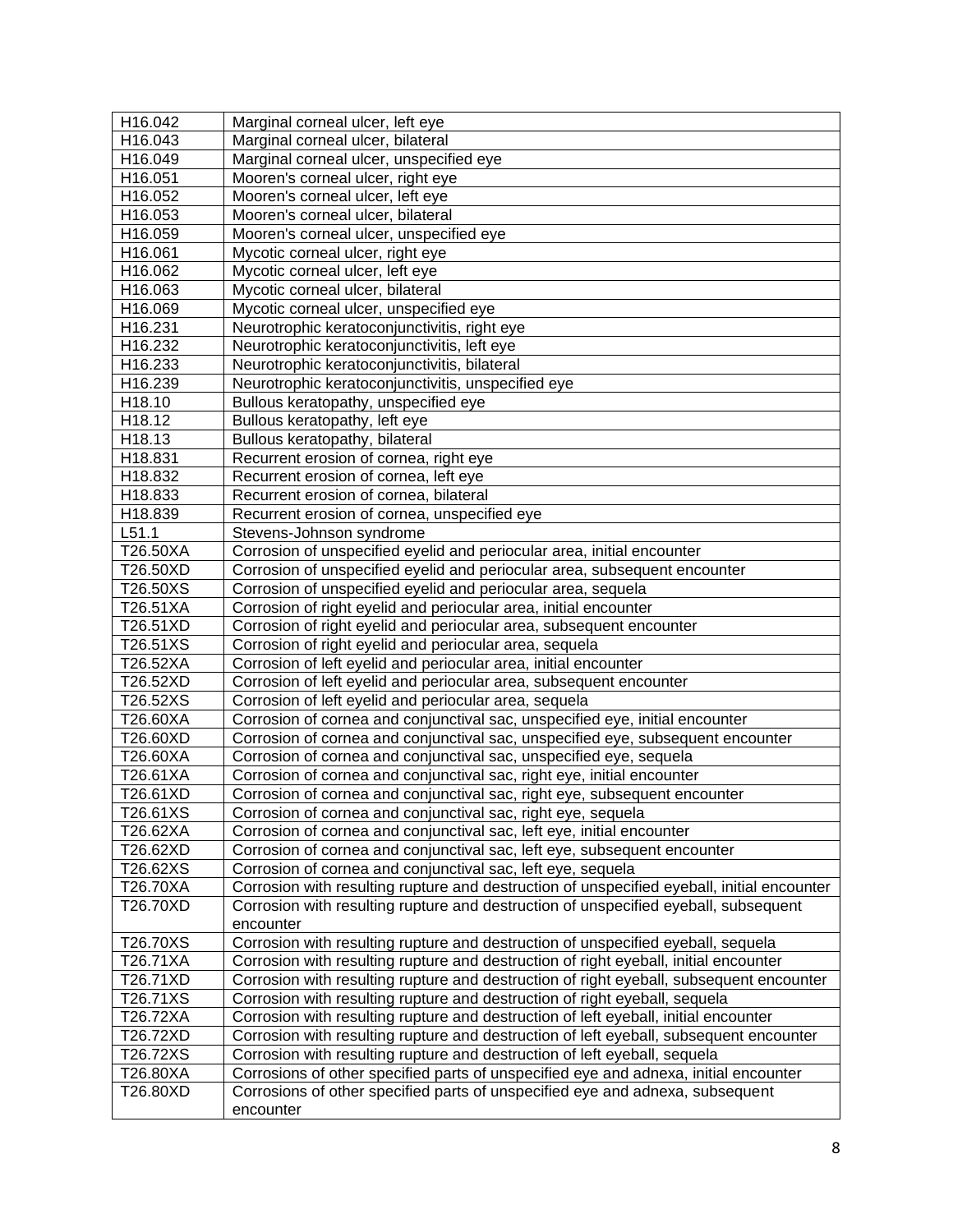| H16.042 | Marginal corneal ulcer, left eye |
|---|---|
| H16.043 | Marginal corneal ulcer, bilateral |
| H16.049 | Marginal corneal ulcer, unspecified eye |
| H16.051 | Mooren's corneal ulcer, right eye |
| H16.052 | Mooren's corneal ulcer, left eye |
| H16.053 | Mooren's corneal ulcer, bilateral |
| H16.059 | Mooren's corneal ulcer, unspecified eye |
| H16.061 | Mycotic corneal ulcer, right eye |
| H16.062 | Mycotic corneal ulcer, left eye |
| H16.063 | Mycotic corneal ulcer, bilateral |
| H16.069 | Mycotic corneal ulcer, unspecified eye |
| H16.231 | Neurotrophic keratoconjunctivitis, right eye |
| H16.232 | Neurotrophic keratoconjunctivitis, left eye |
| H16.233 | Neurotrophic keratoconjunctivitis, bilateral |
| H16.239 | Neurotrophic keratoconjunctivitis, unspecified eye |
| H18.10 | Bullous keratopathy, unspecified eye |
| H18.12 | Bullous keratopathy, left eye |
| H18.13 | Bullous keratopathy, bilateral |
| H18.831 | Recurrent erosion of cornea, right eye |
| H18.832 | Recurrent erosion of cornea, left eye |
| H18.833 | Recurrent erosion of cornea, bilateral |
| H18.839 | Recurrent erosion of cornea, unspecified eye |
| L51.1 | Stevens-Johnson syndrome |
| T26.50XA | Corrosion of unspecified eyelid and periocular area, initial encounter |
| T26.50XD | Corrosion of unspecified eyelid and periocular area, subsequent encounter |
| T26.50XS | Corrosion of unspecified eyelid and periocular area, sequela |
| T26.51XA | Corrosion of right eyelid and periocular area, initial encounter |
| T26.51XD | Corrosion of right eyelid and periocular area, subsequent encounter |
| T26.51XS | Corrosion of right eyelid and periocular area, sequela |
| T26.52XA | Corrosion of left eyelid and periocular area, initial encounter |
| T26.52XD | Corrosion of left eyelid and periocular area, subsequent encounter |
| T26.52XS | Corrosion of left eyelid and periocular area, sequela |
| T26.60XA | Corrosion of cornea and conjunctival sac, unspecified eye, initial encounter |
| T26.60XD | Corrosion of cornea and conjunctival sac, unspecified eye, subsequent encounter |
| T26.60XA | Corrosion of cornea and conjunctival sac, unspecified eye, sequela |
| T26.61XA | Corrosion of cornea and conjunctival sac, right eye, initial encounter |
| T26.61XD | Corrosion of cornea and conjunctival sac, right eye, subsequent encounter |
| T26.61XS | Corrosion of cornea and conjunctival sac, right eye, sequela |
| T26.62XA | Corrosion of cornea and conjunctival sac, left eye, initial encounter |
| T26.62XD | Corrosion of cornea and conjunctival sac, left eye, subsequent encounter |
| T26.62XS | Corrosion of cornea and conjunctival sac, left eye, sequela |
| T26.70XA | Corrosion with resulting rupture and destruction of unspecified eyeball, initial encounter |
| T26.70XD | Corrosion with resulting rupture and destruction of unspecified eyeball, subsequent encounter |
| T26.70XS | Corrosion with resulting rupture and destruction of unspecified eyeball, sequela |
| T26.71XA | Corrosion with resulting rupture and destruction of right eyeball, initial encounter |
| T26.71XD | Corrosion with resulting rupture and destruction of right eyeball, subsequent encounter |
| T26.71XS | Corrosion with resulting rupture and destruction of right eyeball, sequela |
| T26.72XA | Corrosion with resulting rupture and destruction of left eyeball, initial encounter |
| T26.72XD | Corrosion with resulting rupture and destruction of left eyeball, subsequent encounter |
| T26.72XS | Corrosion with resulting rupture and destruction of left eyeball, sequela |
| T26.80XA | Corrosions of other specified parts of unspecified eye and adnexa, initial encounter |
| T26.80XD | Corrosions of other specified parts of unspecified eye and adnexa, subsequent encounter |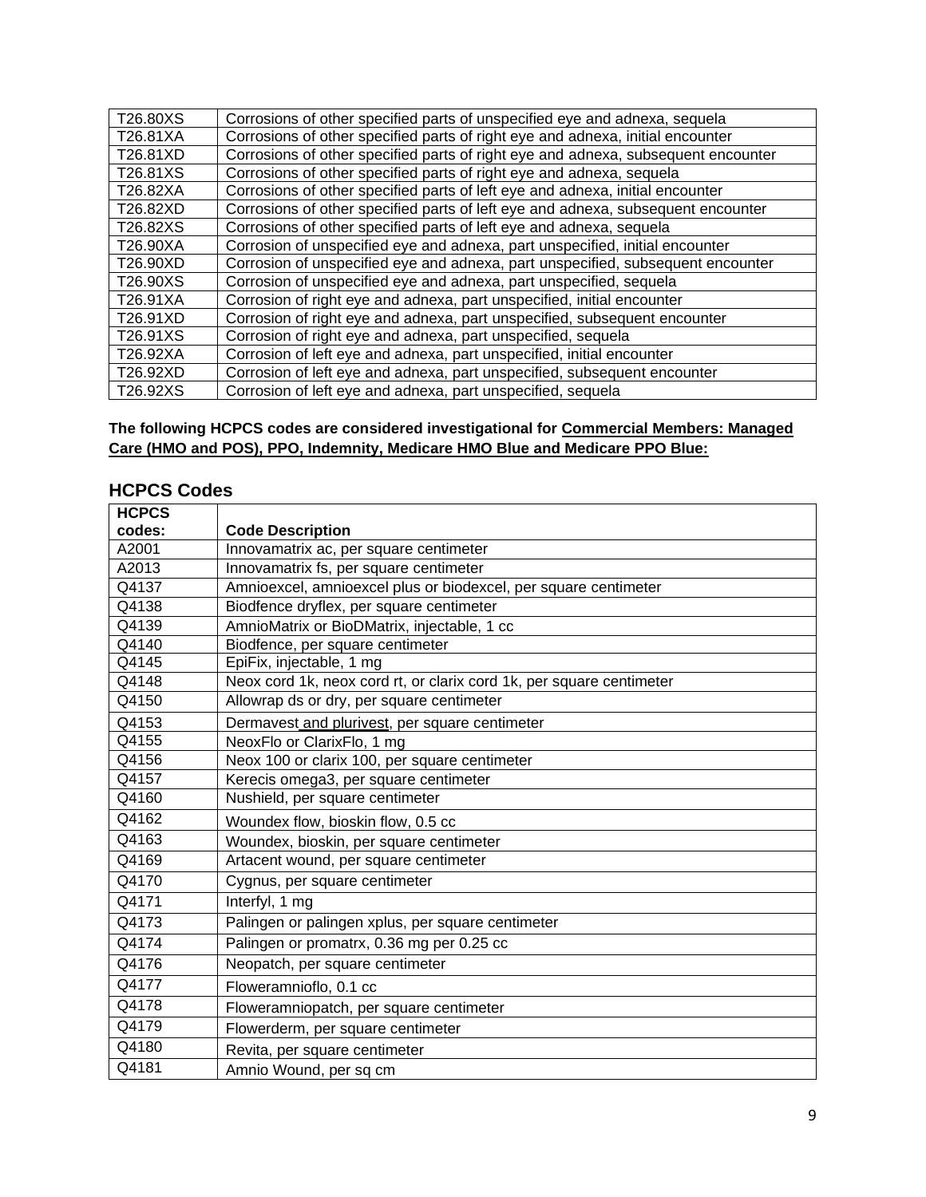| T26.80XS | Corrosions of other specified parts of unspecified eye and adnexa, sequela |
|---|---|
| T26.81XA | Corrosions of other specified parts of right eye and adnexa, initial encounter |
| T26.81XD | Corrosions of other specified parts of right eye and adnexa, subsequent encounter |
| T26.81XS | Corrosions of other specified parts of right eye and adnexa, sequela |
| T26.82XA | Corrosions of other specified parts of left eye and adnexa, initial encounter |
| T26.82XD | Corrosions of other specified parts of left eye and adnexa, subsequent encounter |
| T26.82XS | Corrosions of other specified parts of left eye and adnexa, sequela |
| T26.90XA | Corrosion of unspecified eye and adnexa, part unspecified, initial encounter |
| T26.90XD | Corrosion of unspecified eye and adnexa, part unspecified, subsequent encounter |
| T26.90XS | Corrosion of unspecified eye and adnexa, part unspecified, sequela |
| T26.91XA | Corrosion of right eye and adnexa, part unspecified, initial encounter |
| T26.91XD | Corrosion of right eye and adnexa, part unspecified, subsequent encounter |
| T26.91XS | Corrosion of right eye and adnexa, part unspecified, sequela |
| T26.92XA | Corrosion of left eye and adnexa, part unspecified, initial encounter |
| T26.92XD | Corrosion of left eye and adnexa, part unspecified, subsequent encounter |
| T26.92XS | Corrosion of left eye and adnexa, part unspecified, sequela |

**The following HCPCS codes are considered investigational for Commercial Members: Managed Care (HMO and POS), PPO, Indemnity, Medicare HMO Blue and Medicare PPO Blue:**

## HCPCS Codes

| HCPCS codes: | Code Description |
|---|---|
| A2001 | Innovamatrix ac, per square centimeter |
| A2013 | Innovamatrix fs, per square centimeter |
| Q4137 | Amnioexcel, amnioexcel plus or biodexcel, per square centimeter |
| Q4138 | Biodfence dryflex, per square centimeter |
| Q4139 | AmnioMatrix or BioDMatrix, injectable, 1 cc |
| Q4140 | Biodfence, per square centimeter |
| Q4145 | EpiFix, injectable, 1 mg |
| Q4148 | Neox cord 1k, neox cord rt, or clarix cord 1k, per square centimeter |
| Q4150 | Allowrap ds or dry, per square centimeter |
| Q4153 | Dermavest and plurivest, per square centimeter |
| Q4155 | NeoxFlo or ClarixFlo, 1 mg |
| Q4156 | Neox 100 or clarix 100, per square centimeter |
| Q4157 | Kerecis omega3, per square centimeter |
| Q4160 | Nushield, per square centimeter |
| Q4162 | Woundex flow, bioskin flow, 0.5 cc |
| Q4163 | Woundex, bioskin, per square centimeter |
| Q4169 | Artacent wound, per square centimeter |
| Q4170 | Cygnus, per square centimeter |
| Q4171 | Interfyl, 1 mg |
| Q4173 | Palingen or palingen xplus, per square centimeter |
| Q4174 | Palingen or promatrx, 0.36 mg per 0.25 cc |
| Q4176 | Neopatch, per square centimeter |
| Q4177 | Floweramnioflo, 0.1 cc |
| Q4178 | Floweramniopatch, per square centimeter |
| Q4179 | Flowerderm, per square centimeter |
| Q4180 | Revita, per square centimeter |
| Q4181 | Amnio Wound, per sq cm |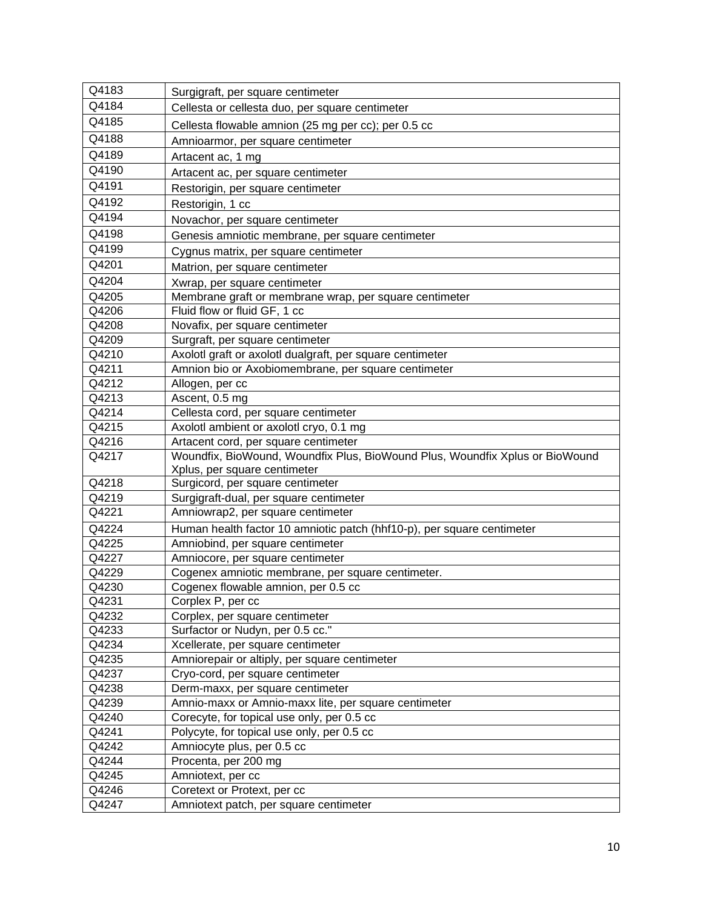| Q4183 | Surgigraft, per square centimeter |
|---|---|
| Q4184 | Cellesta or cellesta duo, per square centimeter |
| Q4185 | Cellesta flowable amnion (25 mg per cc); per 0.5 cc |
| Q4188 | Amnioarmor, per square centimeter |
| Q4189 | Artacent ac, 1 mg |
| Q4190 | Artacent ac, per square centimeter |
| Q4191 | Restorigin, per square centimeter |
| Q4192 | Restorigin, 1 cc |
| Q4194 | Novachor, per square centimeter |
| Q4198 | Genesis amniotic membrane, per square centimeter |
| Q4199 | Cygnus matrix, per square centimeter |
| Q4201 | Matrion, per square centimeter |
| Q4204 | Xwrap, per square centimeter |
| Q4205 | Membrane graft or membrane wrap, per square centimeter |
| Q4206 | Fluid flow or fluid GF, 1 cc |
| Q4208 | Novafix, per square centimeter |
| Q4209 | Surgraft, per square centimeter |
| Q4210 | Axolotl graft or axolotl dualgraft, per square centimeter |
| Q4211 | Amnion bio or Axobiomembrane, per square centimeter |
| Q4212 | Allogen, per cc |
| Q4213 | Ascent, 0.5 mg |
| Q4214 | Cellesta cord, per square centimeter |
| Q4215 | Axolotl ambient or axolotl cryo, 0.1 mg |
| Q4216 | Artacent cord, per square centimeter |
| Q4217 | Woundfix, BioWound, Woundfix Plus, BioWound Plus, Woundfix Xplus or BioWound Xplus, per square centimeter |
| Q4218 | Surgicord, per square centimeter |
| Q4219 | Surgigraft-dual, per square centimeter |
| Q4221 | Amniowrap2, per square centimeter |
| Q4224 | Human health factor 10 amniotic patch (hhf10-p), per square centimeter |
| Q4225 | Amniobind, per square centimeter |
| Q4227 | Amniocore, per square centimeter |
| Q4229 | Cogenex amniotic membrane, per square centimeter. |
| Q4230 | Cogenex flowable amnion, per 0.5 cc |
| Q4231 | Corplex P, per cc |
| Q4232 | Corplex, per square centimeter |
| Q4233 | Surfactor or Nudyn, per 0.5 cc." |
| Q4234 | Xcellerate, per square centimeter |
| Q4235 | Amniorepair or altiply, per square centimeter |
| Q4237 | Cryo-cord, per square centimeter |
| Q4238 | Derm-maxx, per square centimeter |
| Q4239 | Amnio-maxx or Amnio-maxx lite, per square centimeter |
| Q4240 | Corecyte, for topical use only, per 0.5 cc |
| Q4241 | Polycyte, for topical use only, per 0.5 cc |
| Q4242 | Amniocyte plus, per 0.5 cc |
| Q4244 | Procenta, per 200 mg |
| Q4245 | Amniotext, per cc |
| Q4246 | Coretext or Protext, per cc |
| Q4247 | Amniotext patch, per square centimeter |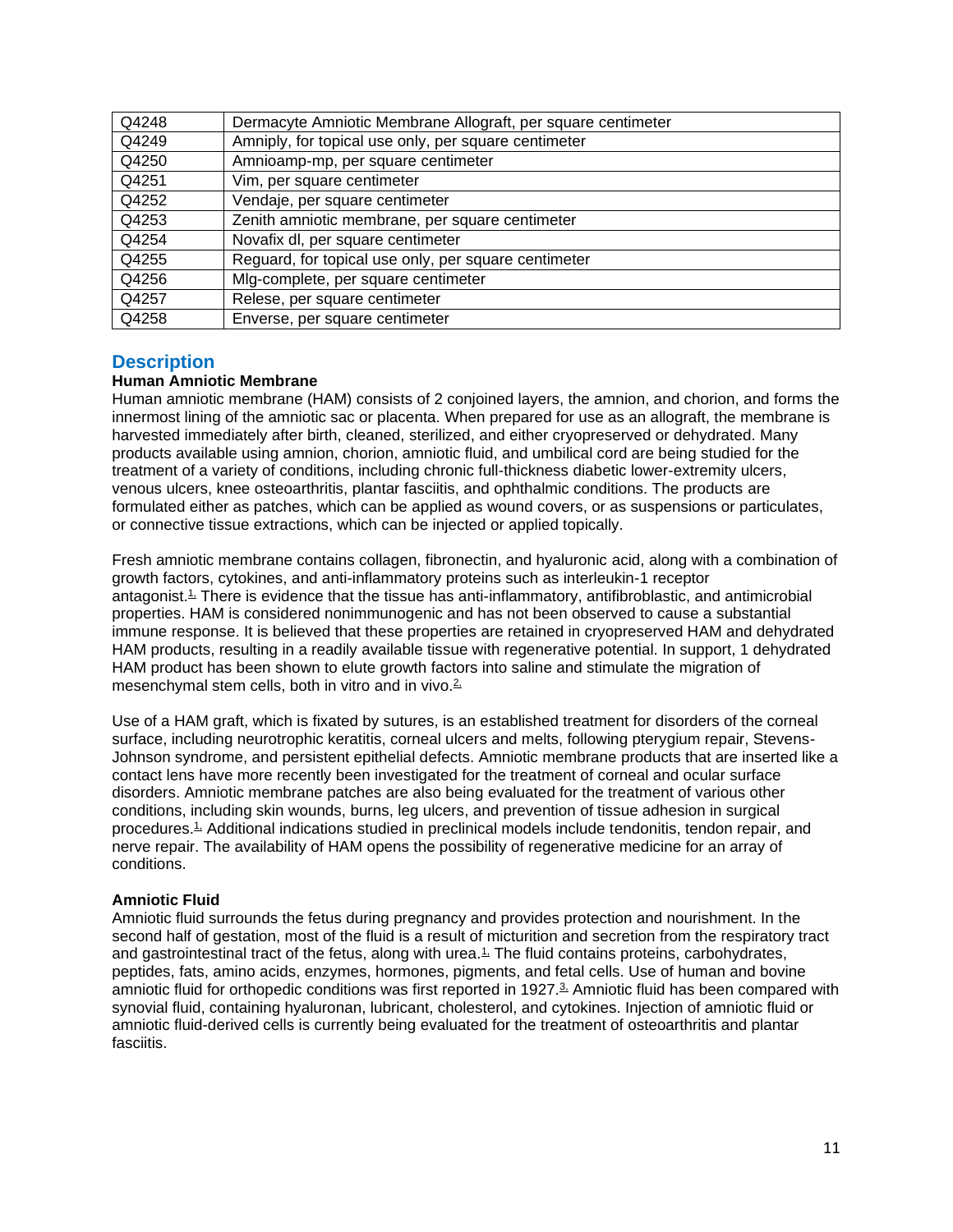| | |
|---|---|
| Q4248 | Dermacyte Amniotic Membrane Allograft, per square centimeter |
| Q4249 | Amniply, for topical use only, per square centimeter |
| Q4250 | Amnioamp-mp, per square centimeter |
| Q4251 | Vim, per square centimeter |
| Q4252 | Vendaje, per square centimeter |
| Q4253 | Zenith amniotic membrane, per square centimeter |
| Q4254 | Novafix dl, per square centimeter |
| Q4255 | Reguard, for topical use only, per square centimeter |
| Q4256 | Mlg-complete, per square centimeter |
| Q4257 | Relese, per square centimeter |
| Q4258 | Enverse, per square centimeter |

## Description

**Human Amniotic Membrane**

Human amniotic membrane (HAM) consists of 2 conjoined layers, the amnion, and chorion, and forms the innermost lining of the amniotic sac or placenta. When prepared for use as an allograft, the membrane is harvested immediately after birth, cleaned, sterilized, and either cryopreserved or dehydrated. Many products available using amnion, chorion, amniotic fluid, and umbilical cord are being studied for the treatment of a variety of conditions, including chronic full-thickness diabetic lower-extremity ulcers, venous ulcers, knee osteoarthritis, plantar fasciitis, and ophthalmic conditions. The products are formulated either as patches, which can be applied as wound covers, or as suspensions or particulates, or connective tissue extractions, which can be injected or applied topically.

Fresh amniotic membrane contains collagen, fibronectin, and hyaluronic acid, along with a combination of growth factors, cytokines, and anti-inflammatory proteins such as interleukin-1 receptor antagonist.[1] There is evidence that the tissue has anti-inflammatory, antifibroblastic, and antimicrobial properties. HAM is considered nonimmunogenic and has not been observed to cause a substantial immune response. It is believed that these properties are retained in cryopreserved HAM and dehydrated HAM products, resulting in a readily available tissue with regenerative potential. In support, 1 dehydrated HAM product has been shown to elute growth factors into saline and stimulate the migration of mesenchymal stem cells, both in vitro and in vivo.[2]

Use of a HAM graft, which is fixated by sutures, is an established treatment for disorders of the corneal surface, including neurotrophic keratitis, corneal ulcers and melts, following pterygium repair, Stevens-Johnson syndrome, and persistent epithelial defects. Amniotic membrane products that are inserted like a contact lens have more recently been investigated for the treatment of corneal and ocular surface disorders. Amniotic membrane patches are also being evaluated for the treatment of various other conditions, including skin wounds, burns, leg ulcers, and prevention of tissue adhesion in surgical procedures.[1] Additional indications studied in preclinical models include tendonitis, tendon repair, and nerve repair. The availability of HAM opens the possibility of regenerative medicine for an array of conditions.

**Amniotic Fluid**

Amniotic fluid surrounds the fetus during pregnancy and provides protection and nourishment. In the second half of gestation, most of the fluid is a result of micturition and secretion from the respiratory tract and gastrointestinal tract of the fetus, along with urea.[1] The fluid contains proteins, carbohydrates, peptides, fats, amino acids, enzymes, hormones, pigments, and fetal cells. Use of human and bovine amniotic fluid for orthopedic conditions was first reported in 1927.[3] Amniotic fluid has been compared with synovial fluid, containing hyaluronan, lubricant, cholesterol, and cytokines. Injection of amniotic fluid or amniotic fluid-derived cells is currently being evaluated for the treatment of osteoarthritis and plantar fasciitis.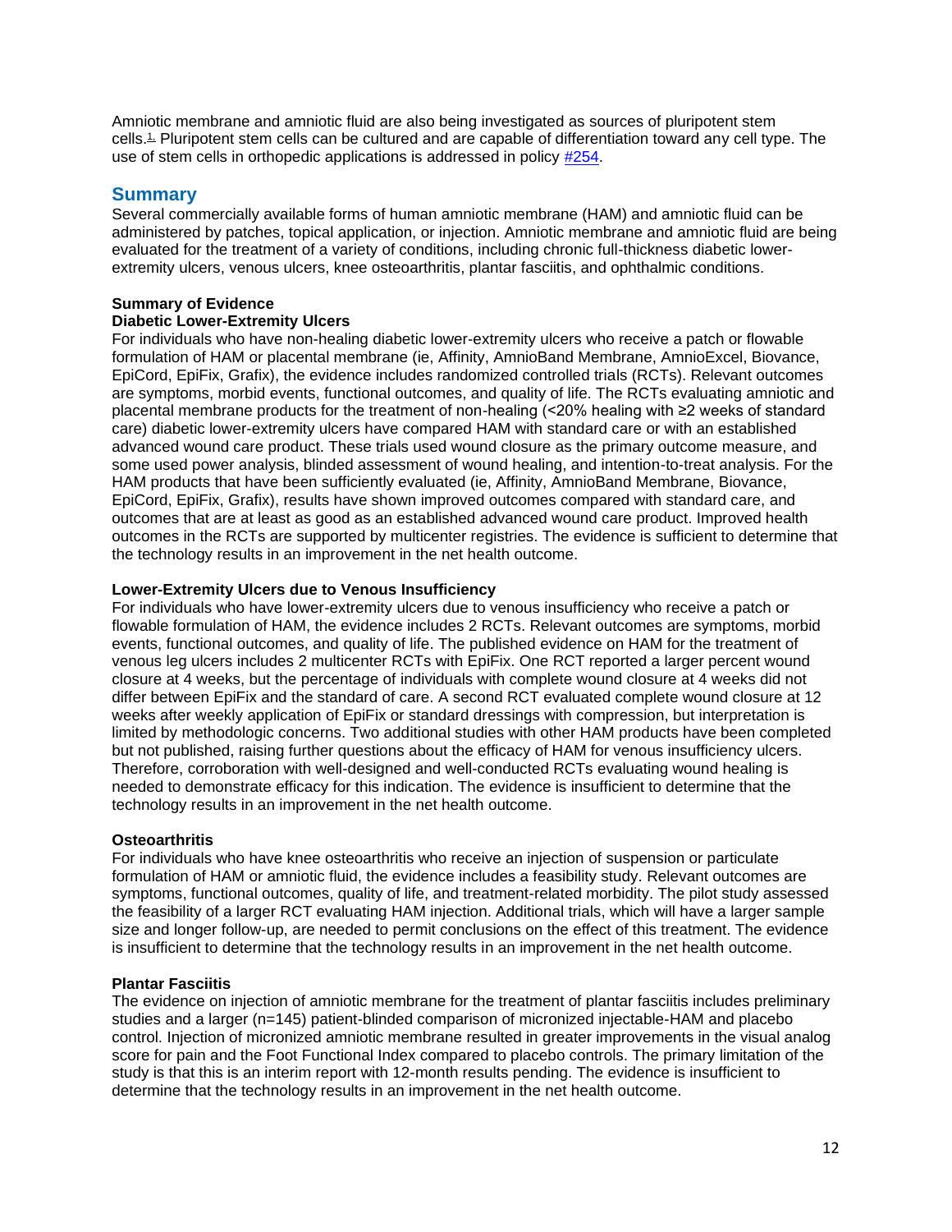Amniotic membrane and amniotic fluid are also being investigated as sources of pluripotent stem cells.[1] Pluripotent stem cells can be cultured and are capable of differentiation toward any cell type. The use of stem cells in orthopedic applications is addressed in policy #254.

## Summary

Several commercially available forms of human amniotic membrane (HAM) and amniotic fluid can be administered by patches, topical application, or injection. Amniotic membrane and amniotic fluid are being evaluated for the treatment of a variety of conditions, including chronic full-thickness diabetic lower-extremity ulcers, venous ulcers, knee osteoarthritis, plantar fasciitis, and ophthalmic conditions.

**Summary of Evidence**

**Diabetic Lower-Extremity Ulcers**

For individuals who have non-healing diabetic lower-extremity ulcers who receive a patch or flowable formulation of HAM or placental membrane (ie, Affinity, AmnioBand Membrane, AmnioExcel, Biovance, EpiCord, EpiFix, Grafix), the evidence includes randomized controlled trials (RCTs). Relevant outcomes are symptoms, morbid events, functional outcomes, and quality of life. The RCTs evaluating amniotic and placental membrane products for the treatment of non-healing (<20% healing with ≥2 weeks of standard care) diabetic lower-extremity ulcers have compared HAM with standard care or with an established advanced wound care product. These trials used wound closure as the primary outcome measure, and some used power analysis, blinded assessment of wound healing, and intention-to-treat analysis. For the HAM products that have been sufficiently evaluated (ie, Affinity, AmnioBand Membrane, Biovance, EpiCord, EpiFix, Grafix), results have shown improved outcomes compared with standard care, and outcomes that are at least as good as an established advanced wound care product. Improved health outcomes in the RCTs are supported by multicenter registries. The evidence is sufficient to determine that the technology results in an improvement in the net health outcome.

**Lower-Extremity Ulcers due to Venous Insufficiency**

For individuals who have lower-extremity ulcers due to venous insufficiency who receive a patch or flowable formulation of HAM, the evidence includes 2 RCTs. Relevant outcomes are symptoms, morbid events, functional outcomes, and quality of life. The published evidence on HAM for the treatment of venous leg ulcers includes 2 multicenter RCTs with EpiFix. One RCT reported a larger percent wound closure at 4 weeks, but the percentage of individuals with complete wound closure at 4 weeks did not differ between EpiFix and the standard of care. A second RCT evaluated complete wound closure at 12 weeks after weekly application of EpiFix or standard dressings with compression, but interpretation is limited by methodologic concerns. Two additional studies with other HAM products have been completed but not published, raising further questions about the efficacy of HAM for venous insufficiency ulcers. Therefore, corroboration with well-designed and well-conducted RCTs evaluating wound healing is needed to demonstrate efficacy for this indication. The evidence is insufficient to determine that the technology results in an improvement in the net health outcome.

**Osteoarthritis**

For individuals who have knee osteoarthritis who receive an injection of suspension or particulate formulation of HAM or amniotic fluid, the evidence includes a feasibility study. Relevant outcomes are symptoms, functional outcomes, quality of life, and treatment-related morbidity. The pilot study assessed the feasibility of a larger RCT evaluating HAM injection. Additional trials, which will have a larger sample size and longer follow-up, are needed to permit conclusions on the effect of this treatment. The evidence is insufficient to determine that the technology results in an improvement in the net health outcome.

**Plantar Fasciitis**

The evidence on injection of amniotic membrane for the treatment of plantar fasciitis includes preliminary studies and a larger (n=145) patient-blinded comparison of micronized injectable-HAM and placebo control. Injection of micronized amniotic membrane resulted in greater improvements in the visual analog score for pain and the Foot Functional Index compared to placebo controls. The primary limitation of the study is that this is an interim report with 12-month results pending. The evidence is insufficient to determine that the technology results in an improvement in the net health outcome.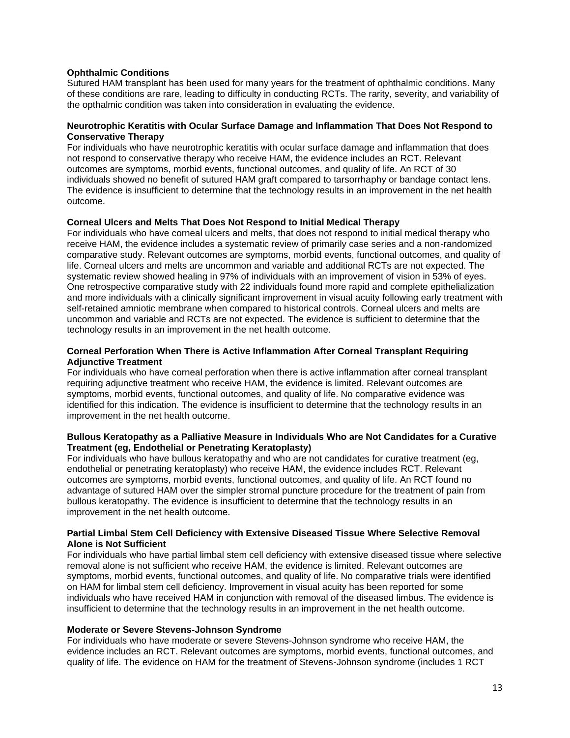**Ophthalmic Conditions**

Sutured HAM transplant has been used for many years for the treatment of ophthalmic conditions. Many of these conditions are rare, leading to difficulty in conducting RCTs. The rarity, severity, and variability of the opthalmic condition was taken into consideration in evaluating the evidence.

**Neurotrophic Keratitis with Ocular Surface Damage and Inflammation That Does Not Respond to Conservative Therapy**

For individuals who have neurotrophic keratitis with ocular surface damage and inflammation that does not respond to conservative therapy who receive HAM, the evidence includes an RCT. Relevant outcomes are symptoms, morbid events, functional outcomes, and quality of life. An RCT of 30 individuals showed no benefit of sutured HAM graft compared to tarsorrhaphy or bandage contact lens. The evidence is insufficient to determine that the technology results in an improvement in the net health outcome.

**Corneal Ulcers and Melts That Does Not Respond to Initial Medical Therapy**

For individuals who have corneal ulcers and melts, that does not respond to initial medical therapy who receive HAM, the evidence includes a systematic review of primarily case series and a non-randomized comparative study. Relevant outcomes are symptoms, morbid events, functional outcomes, and quality of life. Corneal ulcers and melts are uncommon and variable and additional RCTs are not expected. The systematic review showed healing in 97% of individuals with an improvement of vision in 53% of eyes. One retrospective comparative study with 22 individuals found more rapid and complete epithelialization and more individuals with a clinically significant improvement in visual acuity following early treatment with self-retained amniotic membrane when compared to historical controls. Corneal ulcers and melts are uncommon and variable and RCTs are not expected. The evidence is sufficient to determine that the technology results in an improvement in the net health outcome.

**Corneal Perforation When There is Active Inflammation After Corneal Transplant Requiring Adjunctive Treatment**

For individuals who have corneal perforation when there is active inflammation after corneal transplant requiring adjunctive treatment who receive HAM, the evidence is limited. Relevant outcomes are symptoms, morbid events, functional outcomes, and quality of life. No comparative evidence was identified for this indication. The evidence is insufficient to determine that the technology results in an improvement in the net health outcome.

**Bullous Keratopathy as a Palliative Measure in Individuals Who are Not Candidates for a Curative Treatment (eg, Endothelial or Penetrating Keratoplasty)**

For individuals who have bullous keratopathy and who are not candidates for curative treatment (eg, endothelial or penetrating keratoplasty) who receive HAM, the evidence includes RCT. Relevant outcomes are symptoms, morbid events, functional outcomes, and quality of life. An RCT found no advantage of sutured HAM over the simpler stromal puncture procedure for the treatment of pain from bullous keratopathy. The evidence is insufficient to determine that the technology results in an improvement in the net health outcome.

**Partial Limbal Stem Cell Deficiency with Extensive Diseased Tissue Where Selective Removal Alone is Not Sufficient**

For individuals who have partial limbal stem cell deficiency with extensive diseased tissue where selective removal alone is not sufficient who receive HAM, the evidence is limited. Relevant outcomes are symptoms, morbid events, functional outcomes, and quality of life. No comparative trials were identified on HAM for limbal stem cell deficiency. Improvement in visual acuity has been reported for some individuals who have received HAM in conjunction with removal of the diseased limbus. The evidence is insufficient to determine that the technology results in an improvement in the net health outcome.

**Moderate or Severe Stevens-Johnson Syndrome**

For individuals who have moderate or severe Stevens-Johnson syndrome who receive HAM, the evidence includes an RCT. Relevant outcomes are symptoms, morbid events, functional outcomes, and quality of life. The evidence on HAM for the treatment of Stevens-Johnson syndrome (includes 1 RCT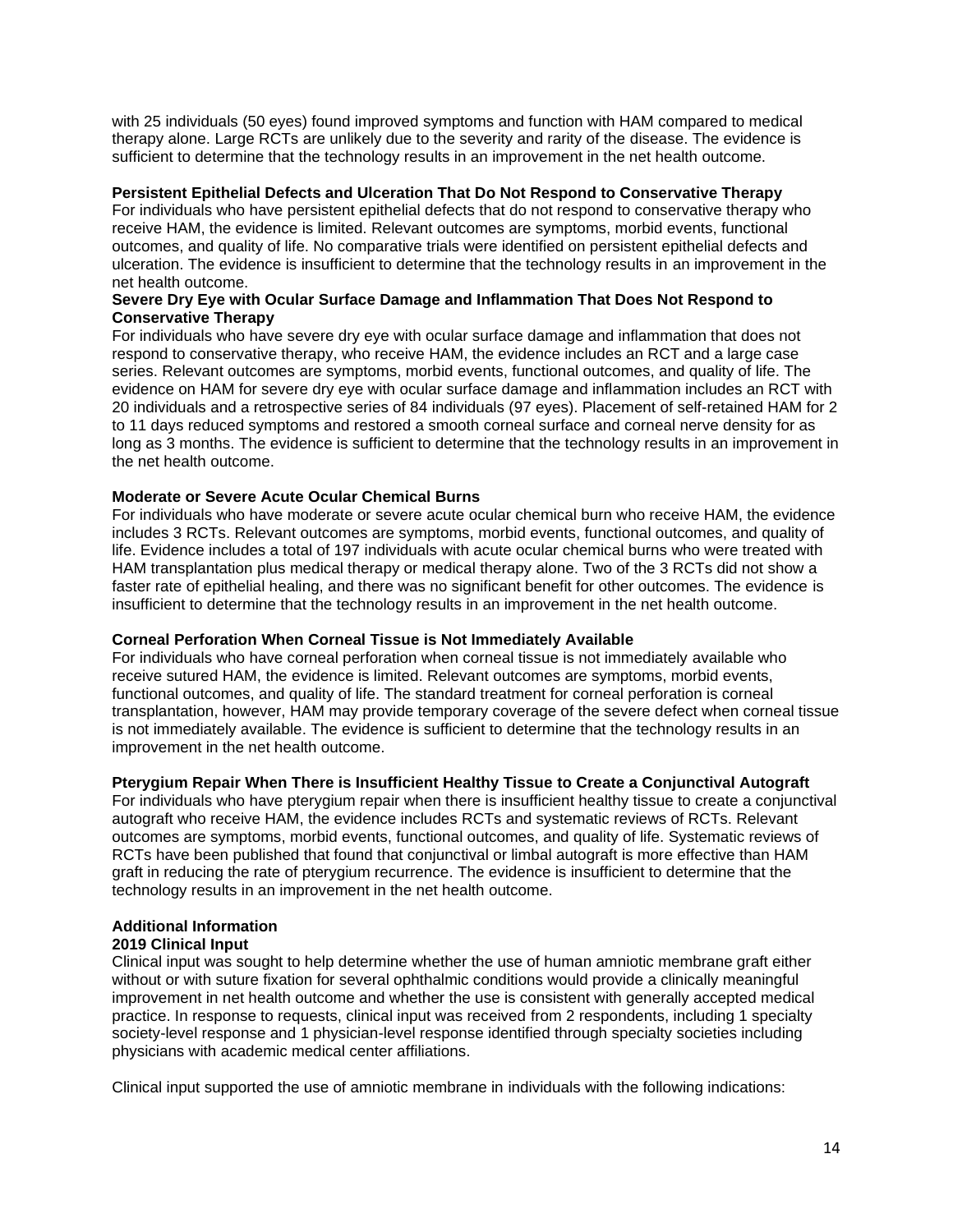with 25 individuals (50 eyes) found improved symptoms and function with HAM compared to medical therapy alone. Large RCTs are unlikely due to the severity and rarity of the disease. The evidence is sufficient to determine that the technology results in an improvement in the net health outcome.

**Persistent Epithelial Defects and Ulceration That Do Not Respond to Conservative Therapy**
For individuals who have persistent epithelial defects that do not respond to conservative therapy who receive HAM, the evidence is limited. Relevant outcomes are symptoms, morbid events, functional outcomes, and quality of life. No comparative trials were identified on persistent epithelial defects and ulceration. The evidence is insufficient to determine that the technology results in an improvement in the net health outcome.

**Severe Dry Eye with Ocular Surface Damage and Inflammation That Does Not Respond to Conservative Therapy**
For individuals who have severe dry eye with ocular surface damage and inflammation that does not respond to conservative therapy, who receive HAM, the evidence includes an RCT and a large case series. Relevant outcomes are symptoms, morbid events, functional outcomes, and quality of life. The evidence on HAM for severe dry eye with ocular surface damage and inflammation includes an RCT with 20 individuals and a retrospective series of 84 individuals (97 eyes). Placement of self-retained HAM for 2 to 11 days reduced symptoms and restored a smooth corneal surface and corneal nerve density for as long as 3 months. The evidence is sufficient to determine that the technology results in an improvement in the net health outcome.

**Moderate or Severe Acute Ocular Chemical Burns**
For individuals who have moderate or severe acute ocular chemical burn who receive HAM, the evidence includes 3 RCTs. Relevant outcomes are symptoms, morbid events, functional outcomes, and quality of life. Evidence includes a total of 197 individuals with acute ocular chemical burns who were treated with HAM transplantation plus medical therapy or medical therapy alone. Two of the 3 RCTs did not show a faster rate of epithelial healing, and there was no significant benefit for other outcomes. The evidence is insufficient to determine that the technology results in an improvement in the net health outcome.

**Corneal Perforation When Corneal Tissue is Not Immediately Available**
For individuals who have corneal perforation when corneal tissue is not immediately available who receive sutured HAM, the evidence is limited. Relevant outcomes are symptoms, morbid events, functional outcomes, and quality of life. The standard treatment for corneal perforation is corneal transplantation, however, HAM may provide temporary coverage of the severe defect when corneal tissue is not immediately available. The evidence is sufficient to determine that the technology results in an improvement in the net health outcome.

**Pterygium Repair When There is Insufficient Healthy Tissue to Create a Conjunctival Autograft**
For individuals who have pterygium repair when there is insufficient healthy tissue to create a conjunctival autograft who receive HAM, the evidence includes RCTs and systematic reviews of RCTs. Relevant outcomes are symptoms, morbid events, functional outcomes, and quality of life. Systematic reviews of RCTs have been published that found that conjunctival or limbal autograft is more effective than HAM graft in reducing the rate of pterygium recurrence. The evidence is insufficient to determine that the technology results in an improvement in the net health outcome.

**Additional Information**
**2019 Clinical Input**
Clinical input was sought to help determine whether the use of human amniotic membrane graft either without or with suture fixation for several ophthalmic conditions would provide a clinically meaningful improvement in net health outcome and whether the use is consistent with generally accepted medical practice. In response to requests, clinical input was received from 2 respondents, including 1 specialty society-level response and 1 physician-level response identified through specialty societies including physicians with academic medical center affiliations.

Clinical input supported the use of amniotic membrane in individuals with the following indications: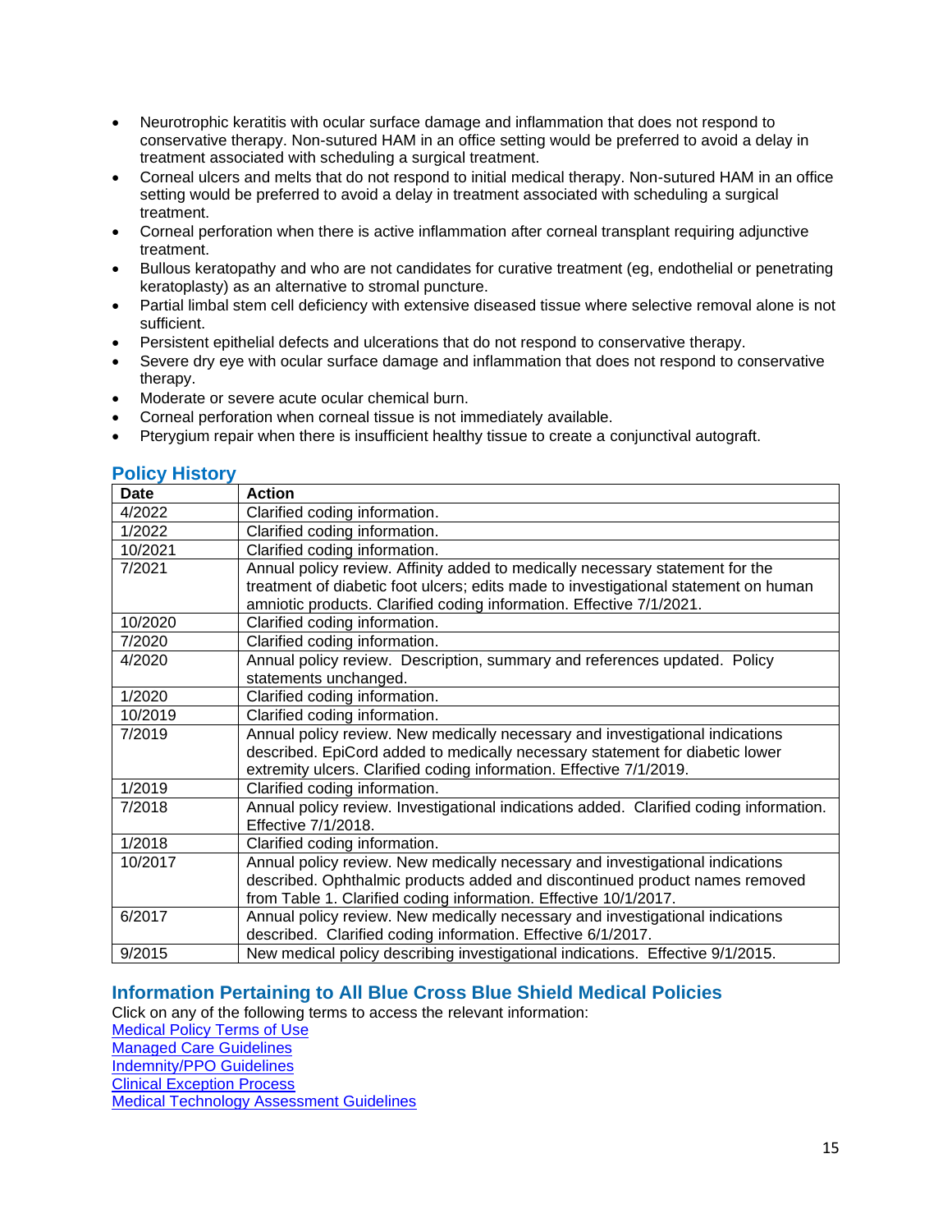- Neurotrophic keratitis with ocular surface damage and inflammation that does not respond to conservative therapy. Non-sutured HAM in an office setting would be preferred to avoid a delay in treatment associated with scheduling a surgical treatment.
- Corneal ulcers and melts that do not respond to initial medical therapy. Non-sutured HAM in an office setting would be preferred to avoid a delay in treatment associated with scheduling a surgical treatment.
- Corneal perforation when there is active inflammation after corneal transplant requiring adjunctive treatment.
- Bullous keratopathy and who are not candidates for curative treatment (eg, endothelial or penetrating keratoplasty) as an alternative to stromal puncture.
- Partial limbal stem cell deficiency with extensive diseased tissue where selective removal alone is not sufficient.
- Persistent epithelial defects and ulcerations that do not respond to conservative therapy.
- Severe dry eye with ocular surface damage and inflammation that does not respond to conservative therapy.
- Moderate or severe acute ocular chemical burn.
- Corneal perforation when corneal tissue is not immediately available.
- Pterygium repair when there is insufficient healthy tissue to create a conjunctival autograft.

## Policy History

| Date | Action |
|---|---|
| 4/2022 | Clarified coding information. |
| 1/2022 | Clarified coding information. |
| 10/2021 | Clarified coding information. |
| 7/2021 | Annual policy review. Affinity added to medically necessary statement for the treatment of diabetic foot ulcers; edits made to investigational statement on human amniotic products. Clarified coding information. Effective 7/1/2021. |
| 10/2020 | Clarified coding information. |
| 7/2020 | Clarified coding information. |
| 4/2020 | Annual policy review. Description, summary and references updated. Policy statements unchanged. |
| 1/2020 | Clarified coding information. |
| 10/2019 | Clarified coding information. |
| 7/2019 | Annual policy review. New medically necessary and investigational indications described. EpiCord added to medically necessary statement for diabetic lower extremity ulcers. Clarified coding information. Effective 7/1/2019. |
| 1/2019 | Clarified coding information. |
| 7/2018 | Annual policy review. Investigational indications added. Clarified coding information. Effective 7/1/2018. |
| 1/2018 | Clarified coding information. |
| 10/2017 | Annual policy review. New medically necessary and investigational indications described. Ophthalmic products added and discontinued product names removed from Table 1. Clarified coding information. Effective 10/1/2017. |
| 6/2017 | Annual policy review. New medically necessary and investigational indications described. Clarified coding information. Effective 6/1/2017. |
| 9/2015 | New medical policy describing investigational indications. Effective 9/1/2015. |

## Information Pertaining to All Blue Cross Blue Shield Medical Policies

Click on any of the following terms to access the relevant information:
Medical Policy Terms of Use
Managed Care Guidelines
Indemnity/PPO Guidelines
Clinical Exception Process
Medical Technology Assessment Guidelines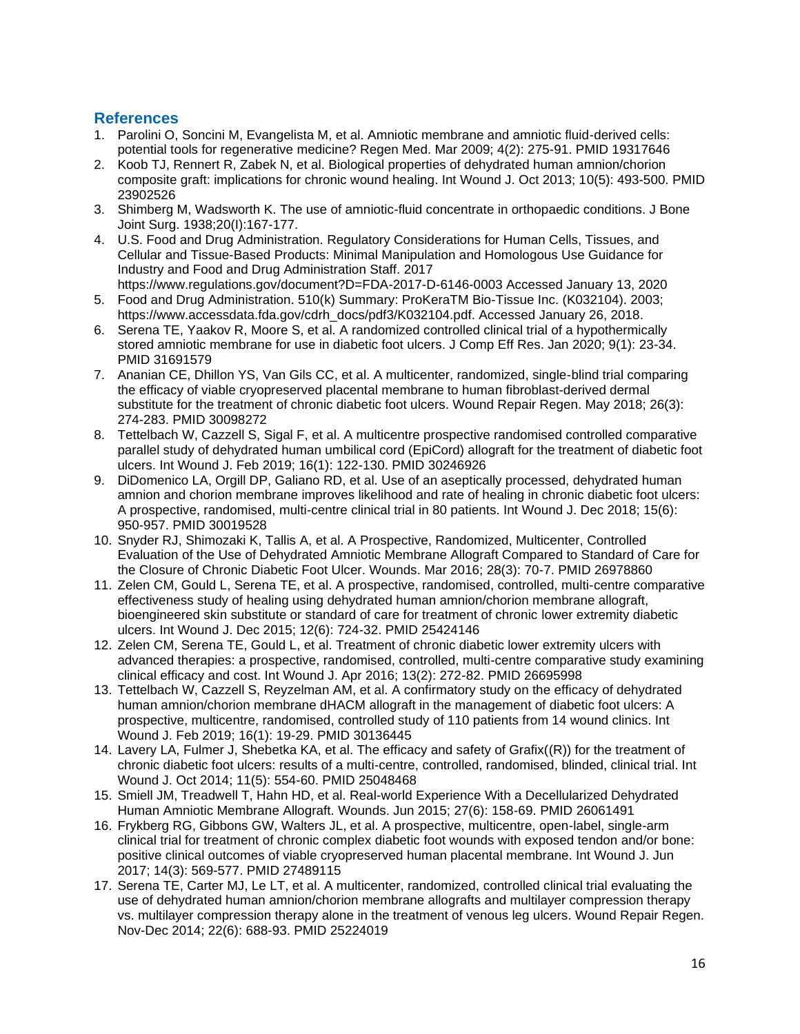## References

1. Parolini O, Soncini M, Evangelista M, et al. Amniotic membrane and amniotic fluid-derived cells: potential tools for regenerative medicine? Regen Med. Mar 2009; 4(2): 275-91. PMID 19317646
2. Koob TJ, Rennert R, Zabek N, et al. Biological properties of dehydrated human amnion/chorion composite graft: implications for chronic wound healing. Int Wound J. Oct 2013; 10(5): 493-500. PMID 23902526
3. Shimberg M, Wadsworth K. The use of amniotic-fluid concentrate in orthopaedic conditions. J Bone Joint Surg. 1938;20(I):167-177.
4. U.S. Food and Drug Administration. Regulatory Considerations for Human Cells, Tissues, and Cellular and Tissue-Based Products: Minimal Manipulation and Homologous Use Guidance for Industry and Food and Drug Administration Staff. 2017 https://www.regulations.gov/document?D=FDA-2017-D-6146-0003 Accessed January 13, 2020
5. Food and Drug Administration. 510(k) Summary: ProKeraTM Bio-Tissue Inc. (K032104). 2003; https://www.accessdata.fda.gov/cdrh_docs/pdf3/K032104.pdf. Accessed January 26, 2018.
6. Serena TE, Yaakov R, Moore S, et al. A randomized controlled clinical trial of a hypothermically stored amniotic membrane for use in diabetic foot ulcers. J Comp Eff Res. Jan 2020; 9(1): 23-34. PMID 31691579
7. Ananian CE, Dhillon YS, Van Gils CC, et al. A multicenter, randomized, single-blind trial comparing the efficacy of viable cryopreserved placental membrane to human fibroblast-derived dermal substitute for the treatment of chronic diabetic foot ulcers. Wound Repair Regen. May 2018; 26(3): 274-283. PMID 30098272
8. Tettelbach W, Cazzell S, Sigal F, et al. A multicentre prospective randomised controlled comparative parallel study of dehydrated human umbilical cord (EpiCord) allograft for the treatment of diabetic foot ulcers. Int Wound J. Feb 2019; 16(1): 122-130. PMID 30246926
9. DiDomenico LA, Orgill DP, Galiano RD, et al. Use of an aseptically processed, dehydrated human amnion and chorion membrane improves likelihood and rate of healing in chronic diabetic foot ulcers: A prospective, randomised, multi-centre clinical trial in 80 patients. Int Wound J. Dec 2018; 15(6): 950-957. PMID 30019528
10. Snyder RJ, Shimozaki K, Tallis A, et al. A Prospective, Randomized, Multicenter, Controlled Evaluation of the Use of Dehydrated Amniotic Membrane Allograft Compared to Standard of Care for the Closure of Chronic Diabetic Foot Ulcer. Wounds. Mar 2016; 28(3): 70-7. PMID 26978860
11. Zelen CM, Gould L, Serena TE, et al. A prospective, randomised, controlled, multi-centre comparative effectiveness study of healing using dehydrated human amnion/chorion membrane allograft, bioengineered skin substitute or standard of care for treatment of chronic lower extremity diabetic ulcers. Int Wound J. Dec 2015; 12(6): 724-32. PMID 25424146
12. Zelen CM, Serena TE, Gould L, et al. Treatment of chronic diabetic lower extremity ulcers with advanced therapies: a prospective, randomised, controlled, multi-centre comparative study examining clinical efficacy and cost. Int Wound J. Apr 2016; 13(2): 272-82. PMID 26695998
13. Tettelbach W, Cazzell S, Reyzelman AM, et al. A confirmatory study on the efficacy of dehydrated human amnion/chorion membrane dHACM allograft in the management of diabetic foot ulcers: A prospective, multicentre, randomised, controlled study of 110 patients from 14 wound clinics. Int Wound J. Feb 2019; 16(1): 19-29. PMID 30136445
14. Lavery LA, Fulmer J, Shebetka KA, et al. The efficacy and safety of Grafix((R)) for the treatment of chronic diabetic foot ulcers: results of a multi-centre, controlled, randomised, blinded, clinical trial. Int Wound J. Oct 2014; 11(5): 554-60. PMID 25048468
15. Smiell JM, Treadwell T, Hahn HD, et al. Real-world Experience With a Decellularized Dehydrated Human Amniotic Membrane Allograft. Wounds. Jun 2015; 27(6): 158-69. PMID 26061491
16. Frykberg RG, Gibbons GW, Walters JL, et al. A prospective, multicentre, open-label, single-arm clinical trial for treatment of chronic complex diabetic foot wounds with exposed tendon and/or bone: positive clinical outcomes of viable cryopreserved human placental membrane. Int Wound J. Jun 2017; 14(3): 569-577. PMID 27489115
17. Serena TE, Carter MJ, Le LT, et al. A multicenter, randomized, controlled clinical trial evaluating the use of dehydrated human amnion/chorion membrane allografts and multilayer compression therapy vs. multilayer compression therapy alone in the treatment of venous leg ulcers. Wound Repair Regen. Nov-Dec 2014; 22(6): 688-93. PMID 25224019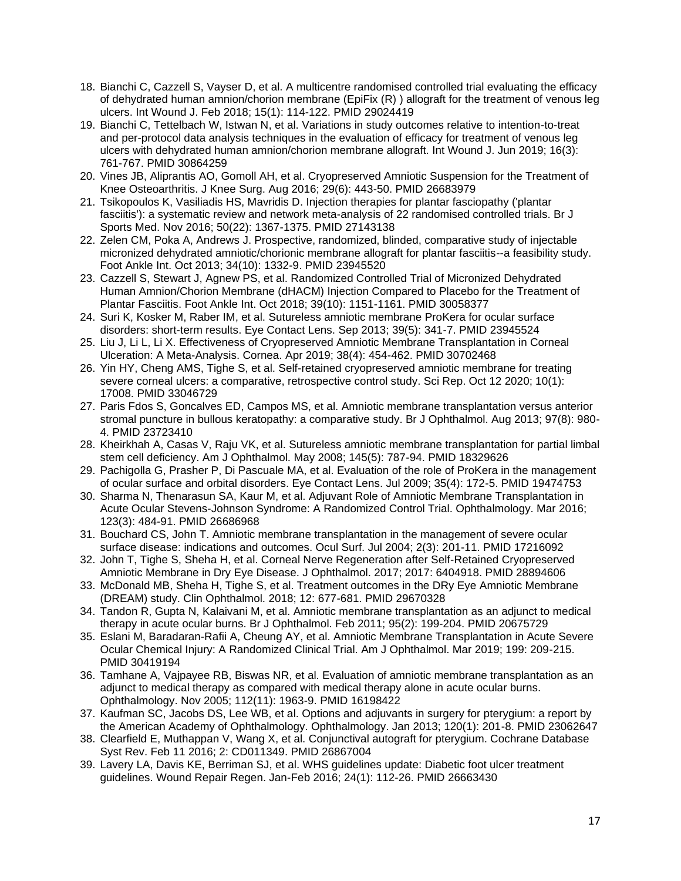18. Bianchi C, Cazzell S, Vayser D, et al. A multicentre randomised controlled trial evaluating the efficacy of dehydrated human amnion/chorion membrane (EpiFix (R) ) allograft for the treatment of venous leg ulcers. Int Wound J. Feb 2018; 15(1): 114-122. PMID 29024419
19. Bianchi C, Tettelbach W, Istwan N, et al. Variations in study outcomes relative to intention-to-treat and per-protocol data analysis techniques in the evaluation of efficacy for treatment of venous leg ulcers with dehydrated human amnion/chorion membrane allograft. Int Wound J. Jun 2019; 16(3): 761-767. PMID 30864259
20. Vines JB, Aliprantis AO, Gomoll AH, et al. Cryopreserved Amniotic Suspension for the Treatment of Knee Osteoarthritis. J Knee Surg. Aug 2016; 29(6): 443-50. PMID 26683979
21. Tsikopoulos K, Vasiliadis HS, Mavridis D. Injection therapies for plantar fasciopathy ('plantar fasciitis'): a systematic review and network meta-analysis of 22 randomised controlled trials. Br J Sports Med. Nov 2016; 50(22): 1367-1375. PMID 27143138
22. Zelen CM, Poka A, Andrews J. Prospective, randomized, blinded, comparative study of injectable micronized dehydrated amniotic/chorionic membrane allograft for plantar fasciitis--a feasibility study. Foot Ankle Int. Oct 2013; 34(10): 1332-9. PMID 23945520
23. Cazzell S, Stewart J, Agnew PS, et al. Randomized Controlled Trial of Micronized Dehydrated Human Amnion/Chorion Membrane (dHACM) Injection Compared to Placebo for the Treatment of Plantar Fasciitis. Foot Ankle Int. Oct 2018; 39(10): 1151-1161. PMID 30058377
24. Suri K, Kosker M, Raber IM, et al. Sutureless amniotic membrane ProKera for ocular surface disorders: short-term results. Eye Contact Lens. Sep 2013; 39(5): 341-7. PMID 23945524
25. Liu J, Li L, Li X. Effectiveness of Cryopreserved Amniotic Membrane Transplantation in Corneal Ulceration: A Meta-Analysis. Cornea. Apr 2019; 38(4): 454-462. PMID 30702468
26. Yin HY, Cheng AMS, Tighe S, et al. Self-retained cryopreserved amniotic membrane for treating severe corneal ulcers: a comparative, retrospective control study. Sci Rep. Oct 12 2020; 10(1): 17008. PMID 33046729
27. Paris Fdos S, Goncalves ED, Campos MS, et al. Amniotic membrane transplantation versus anterior stromal puncture in bullous keratopathy: a comparative study. Br J Ophthalmol. Aug 2013; 97(8): 980-4. PMID 23723410
28. Kheirkhah A, Casas V, Raju VK, et al. Sutureless amniotic membrane transplantation for partial limbal stem cell deficiency. Am J Ophthalmol. May 2008; 145(5): 787-94. PMID 18329626
29. Pachigolla G, Prasher P, Di Pascuale MA, et al. Evaluation of the role of ProKera in the management of ocular surface and orbital disorders. Eye Contact Lens. Jul 2009; 35(4): 172-5. PMID 19474753
30. Sharma N, Thenarasun SA, Kaur M, et al. Adjuvant Role of Amniotic Membrane Transplantation in Acute Ocular Stevens-Johnson Syndrome: A Randomized Control Trial. Ophthalmology. Mar 2016; 123(3): 484-91. PMID 26686968
31. Bouchard CS, John T. Amniotic membrane transplantation in the management of severe ocular surface disease: indications and outcomes. Ocul Surf. Jul 2004; 2(3): 201-11. PMID 17216092
32. John T, Tighe S, Sheha H, et al. Corneal Nerve Regeneration after Self-Retained Cryopreserved Amniotic Membrane in Dry Eye Disease. J Ophthalmol. 2017; 2017: 6404918. PMID 28894606
33. McDonald MB, Sheha H, Tighe S, et al. Treatment outcomes in the DRy Eye Amniotic Membrane (DREAM) study. Clin Ophthalmol. 2018; 12: 677-681. PMID 29670328
34. Tandon R, Gupta N, Kalaivani M, et al. Amniotic membrane transplantation as an adjunct to medical therapy in acute ocular burns. Br J Ophthalmol. Feb 2011; 95(2): 199-204. PMID 20675729
35. Eslani M, Baradaran-Rafii A, Cheung AY, et al. Amniotic Membrane Transplantation in Acute Severe Ocular Chemical Injury: A Randomized Clinical Trial. Am J Ophthalmol. Mar 2019; 199: 209-215. PMID 30419194
36. Tamhane A, Vajpayee RB, Biswas NR, et al. Evaluation of amniotic membrane transplantation as an adjunct to medical therapy as compared with medical therapy alone in acute ocular burns. Ophthalmology. Nov 2005; 112(11): 1963-9. PMID 16198422
37. Kaufman SC, Jacobs DS, Lee WB, et al. Options and adjuvants in surgery for pterygium: a report by the American Academy of Ophthalmology. Ophthalmology. Jan 2013; 120(1): 201-8. PMID 23062647
38. Clearfield E, Muthappan V, Wang X, et al. Conjunctival autograft for pterygium. Cochrane Database Syst Rev. Feb 11 2016; 2: CD011349. PMID 26867004
39. Lavery LA, Davis KE, Berriman SJ, et al. WHS guidelines update: Diabetic foot ulcer treatment guidelines. Wound Repair Regen. Jan-Feb 2016; 24(1): 112-26. PMID 26663430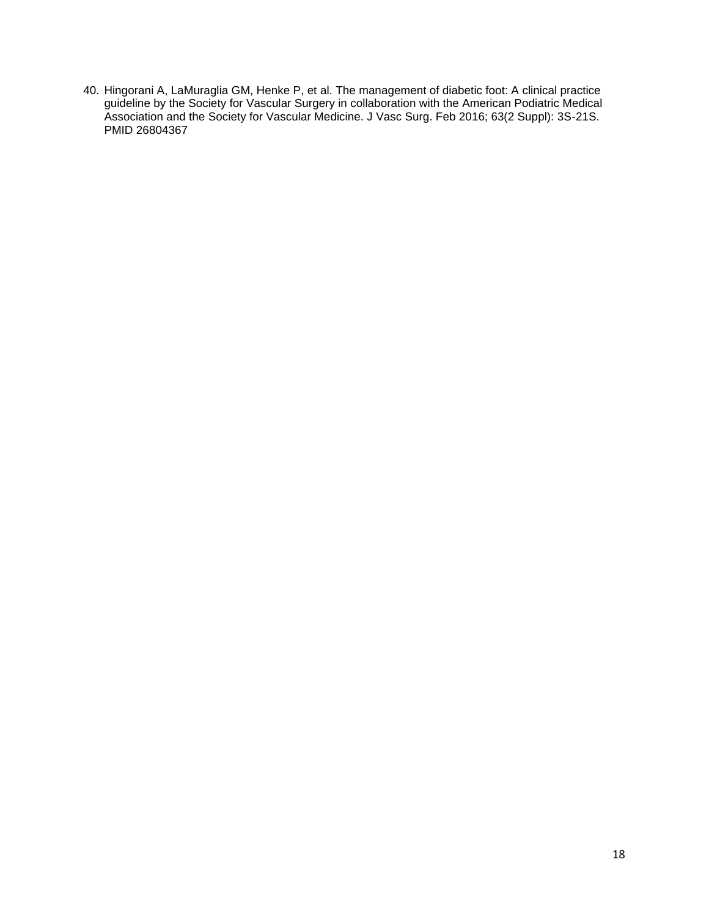40. Hingorani A, LaMuraglia GM, Henke P, et al. The management of diabetic foot: A clinical practice guideline by the Society for Vascular Surgery in collaboration with the American Podiatric Medical Association and the Society for Vascular Medicine. J Vasc Surg. Feb 2016; 63(2 Suppl): 3S-21S. PMID 26804367